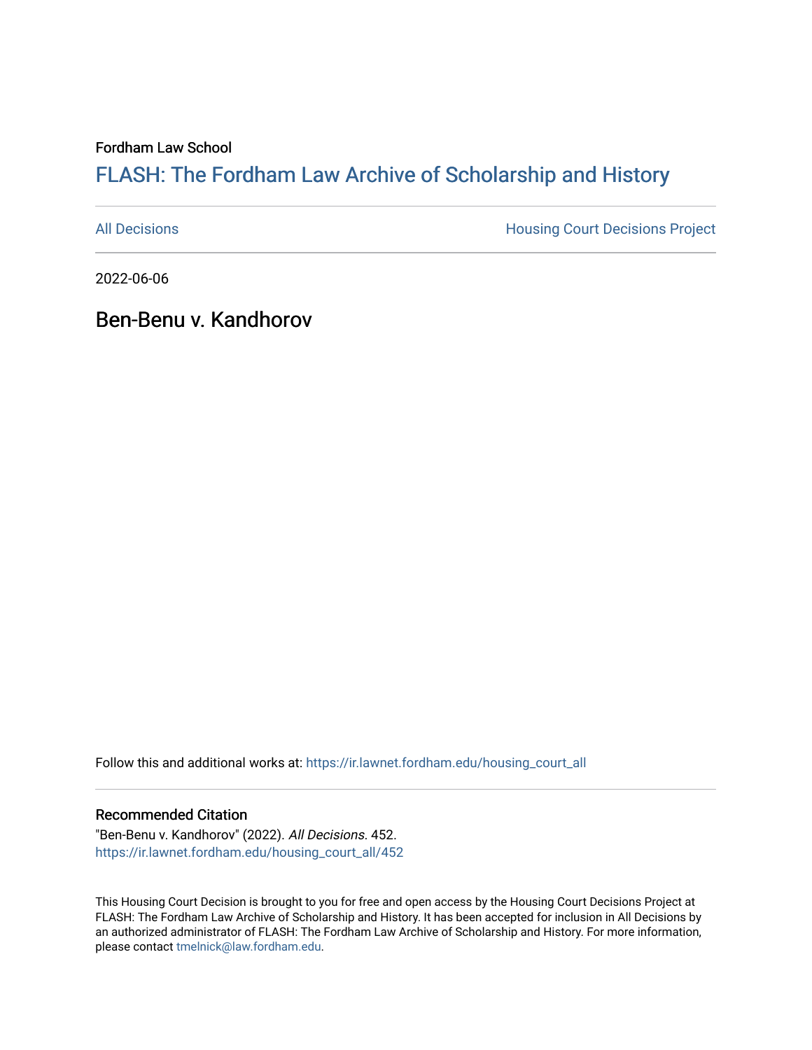Fordham Law School

# FLASH: The Fordham Law Archive of Scholarship and History

All Decisions

Housing Court Decisions Project

2022-06-06

## Ben-Benu v. Kandhorov

Follow this and additional works at: https://ir.lawnet.fordham.edu/housing_court_all

### Recommended Citation

"Ben-Benu v. Kandhorov" (2022). *All Decisions*. 452.
https://ir.lawnet.fordham.edu/housing_court_all/452

This Housing Court Decision is brought to you for free and open access by the Housing Court Decisions Project at FLASH: The Fordham Law Archive of Scholarship and History. It has been accepted for inclusion in All Decisions by an authorized administrator of FLASH: The Fordham Law Archive of Scholarship and History. For more information, please contact tmelnick@law.fordham.edu.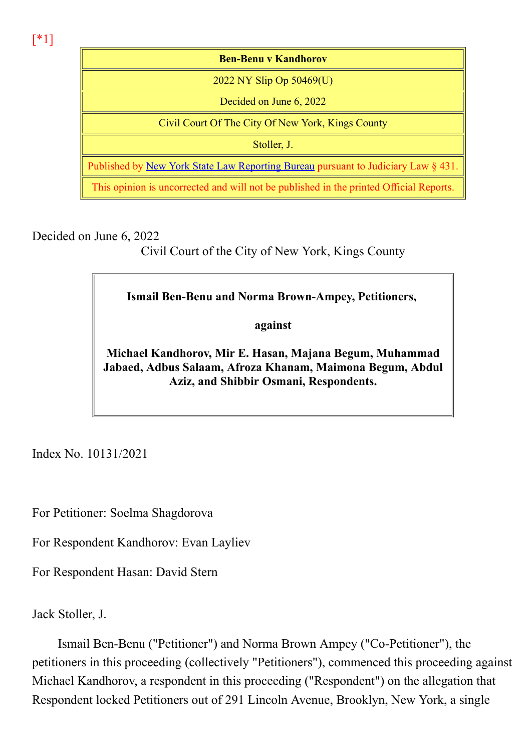[*1]

| Ben-Benu v Kandhorov |
|---|
| 2022 NY Slip Op 50469(U) |
| Decided on June 6, 2022 |
| Civil Court Of The City Of New York, Kings County |
| Stoller, J. |
| Published by New York State Law Reporting Bureau pursuant to Judiciary Law § 431. |
| This opinion is uncorrected and will not be published in the printed Official Reports. |

Decided on June 6, 2022

Civil Court of the City of New York, Kings County

**Ismail Ben-Benu and Norma Brown-Ampey, Petitioners,**

**against**

**Michael Kandhorov, Mir E. Hasan, Majana Begum, Muhammad Jabaed, Adbus Salaam, Afroza Khanam, Maimona Begum, Abdul Aziz, and Shibbir Osmani, Respondents.**

Index No. 10131/2021

For Petitioner: Soelma Shagdorova

For Respondent Kandhorov: Evan Layliev

For Respondent Hasan: David Stern

Jack Stoller, J.

Ismail Ben-Benu ("Petitioner") and Norma Brown Ampey ("Co-Petitioner"), the petitioners in this proceeding (collectively "Petitioners"), commenced this proceeding against Michael Kandhorov, a respondent in this proceeding ("Respondent") on the allegation that Respondent locked Petitioners out of 291 Lincoln Avenue, Brooklyn, New York, a single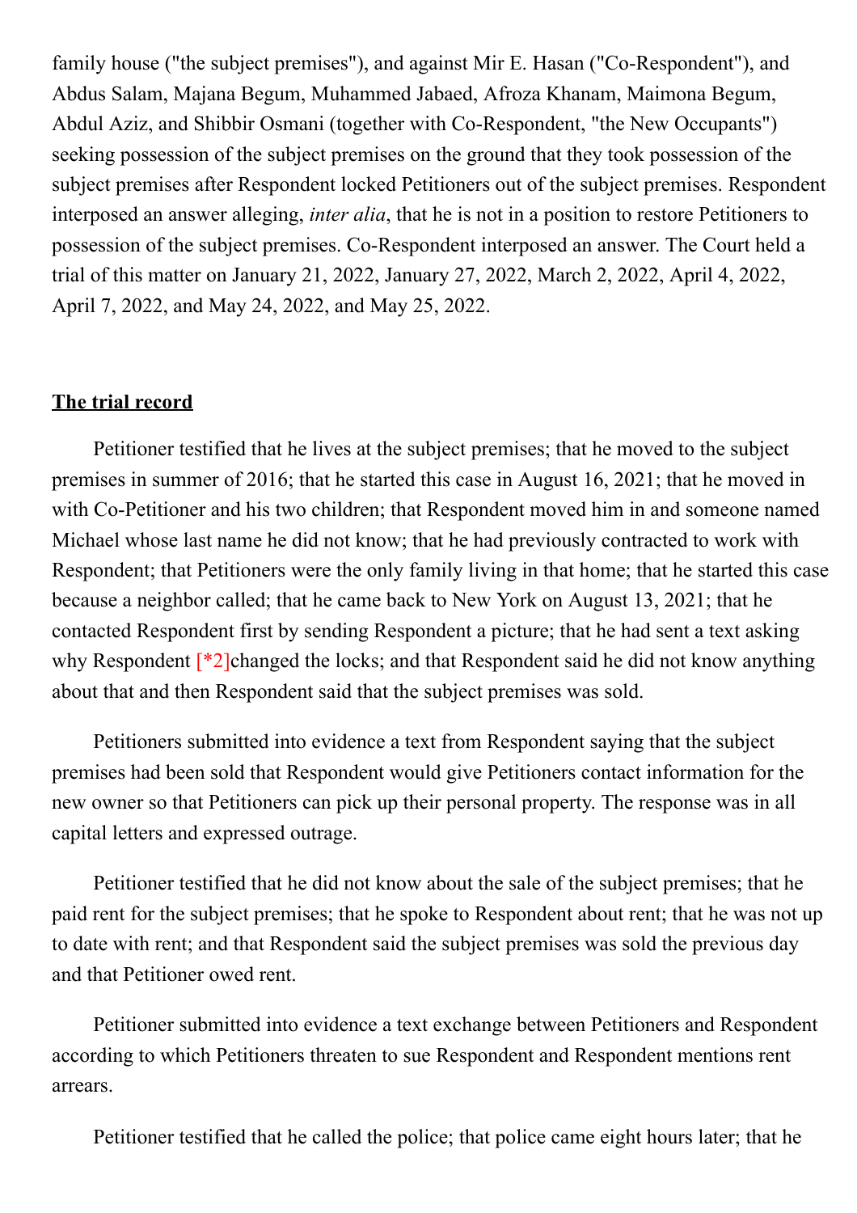family house ("the subject premises"), and against Mir E. Hasan ("Co-Respondent"), and Abdus Salam, Majana Begum, Muhammed Jabaed, Afroza Khanam, Maimona Begum, Abdul Aziz, and Shibbir Osmani (together with Co-Respondent, "the New Occupants") seeking possession of the subject premises on the ground that they took possession of the subject premises after Respondent locked Petitioners out of the subject premises. Respondent interposed an answer alleging, *inter alia*, that he is not in a position to restore Petitioners to possession of the subject premises. Co-Respondent interposed an answer. The Court held a trial of this matter on January 21, 2022, January 27, 2022, March 2, 2022, April 4, 2022, April 7, 2022, and May 24, 2022, and May 25, 2022.

**The trial record**

Petitioner testified that he lives at the subject premises; that he moved to the subject premises in summer of 2016; that he started this case in August 16, 2021; that he moved in with Co-Petitioner and his two children; that Respondent moved him in and someone named Michael whose last name he did not know; that he had previously contracted to work with Respondent; that Petitioners were the only family living in that home; that he started this case because a neighbor called; that he came back to New York on August 13, 2021; that he contacted Respondent first by sending Respondent a picture; that he had sent a text asking why Respondent [*2]changed the locks; and that Respondent said he did not know anything about that and then Respondent said that the subject premises was sold.

Petitioners submitted into evidence a text from Respondent saying that the subject premises had been sold that Respondent would give Petitioners contact information for the new owner so that Petitioners can pick up their personal property. The response was in all capital letters and expressed outrage.

Petitioner testified that he did not know about the sale of the subject premises; that he paid rent for the subject premises; that he spoke to Respondent about rent; that he was not up to date with rent; and that Respondent said the subject premises was sold the previous day and that Petitioner owed rent.

Petitioner submitted into evidence a text exchange between Petitioners and Respondent according to which Petitioners threaten to sue Respondent and Respondent mentions rent arrears.

Petitioner testified that he called the police; that police came eight hours later; that he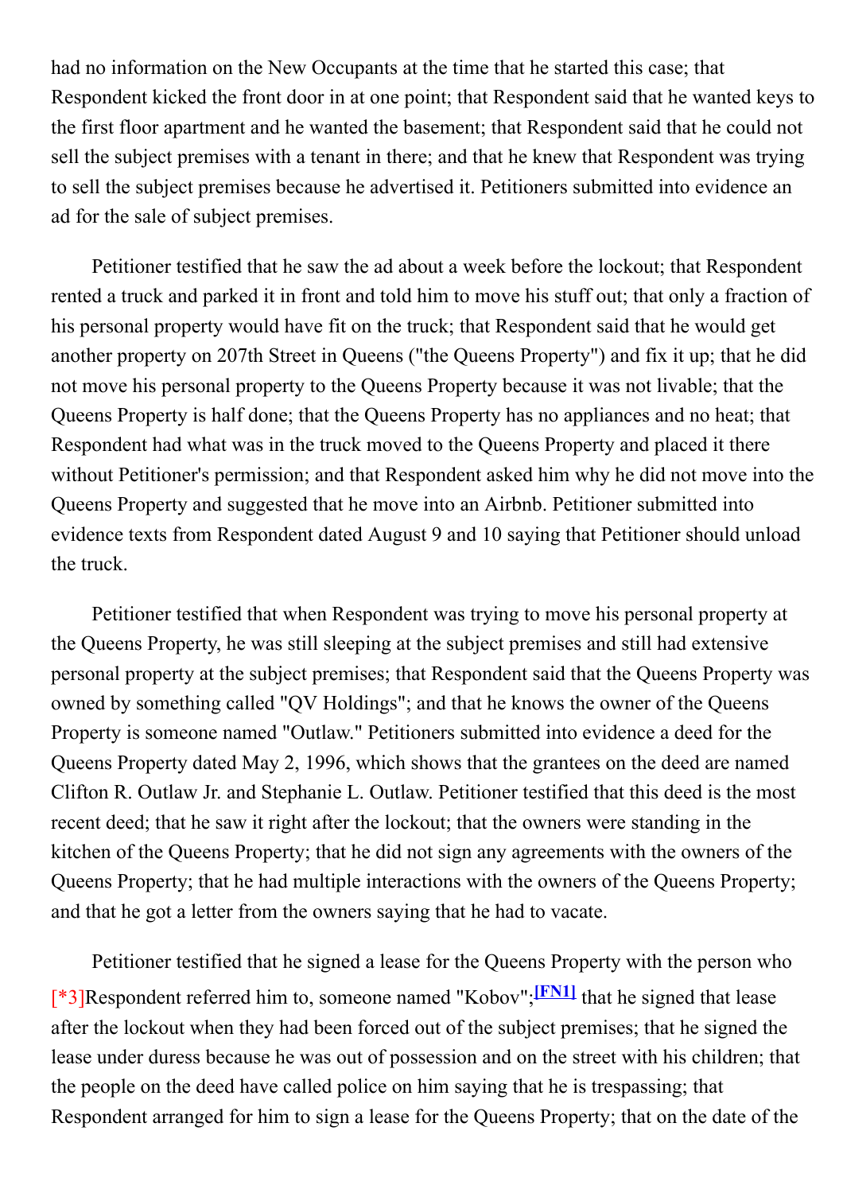had no information on the New Occupants at the time that he started this case; that Respondent kicked the front door in at one point; that Respondent said that he wanted keys to the first floor apartment and he wanted the basement; that Respondent said that he could not sell the subject premises with a tenant in there; and that he knew that Respondent was trying to sell the subject premises because he advertised it. Petitioners submitted into evidence an ad for the sale of subject premises.

Petitioner testified that he saw the ad about a week before the lockout; that Respondent rented a truck and parked it in front and told him to move his stuff out; that only a fraction of his personal property would have fit on the truck; that Respondent said that he would get another property on 207th Street in Queens ("the Queens Property") and fix it up; that he did not move his personal property to the Queens Property because it was not livable; that the Queens Property is half done; that the Queens Property has no appliances and no heat; that Respondent had what was in the truck moved to the Queens Property and placed it there without Petitioner's permission; and that Respondent asked him why he did not move into the Queens Property and suggested that he move into an Airbnb. Petitioner submitted into evidence texts from Respondent dated August 9 and 10 saying that Petitioner should unload the truck.

Petitioner testified that when Respondent was trying to move his personal property at the Queens Property, he was still sleeping at the subject premises and still had extensive personal property at the subject premises; that Respondent said that the Queens Property was owned by something called "QV Holdings"; and that he knows the owner of the Queens Property is someone named "Outlaw." Petitioners submitted into evidence a deed for the Queens Property dated May 2, 1996, which shows that the grantees on the deed are named Clifton R. Outlaw Jr. and Stephanie L. Outlaw. Petitioner testified that this deed is the most recent deed; that he saw it right after the lockout; that the owners were standing in the kitchen of the Queens Property; that he did not sign any agreements with the owners of the Queens Property; that he had multiple interactions with the owners of the Queens Property; and that he got a letter from the owners saying that he had to vacate.

Petitioner testified that he signed a lease for the Queens Property with the person who [*3]Respondent referred him to, someone named "Kobov";[FN1] that he signed that lease after the lockout when they had been forced out of the subject premises; that he signed the lease under duress because he was out of possession and on the street with his children; that the people on the deed have called police on him saying that he is trespassing; that Respondent arranged for him to sign a lease for the Queens Property; that on the date of the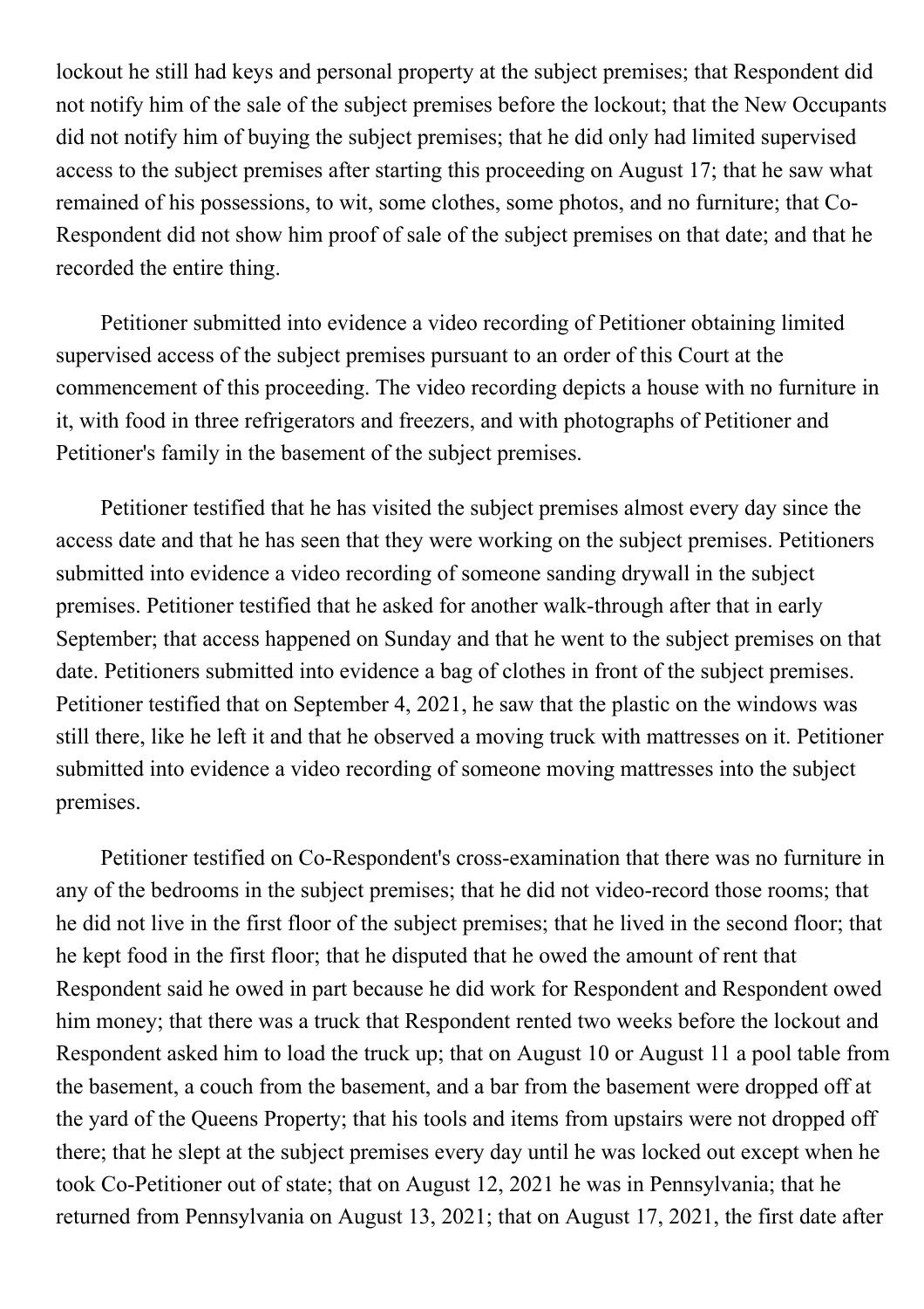lockout he still had keys and personal property at the subject premises; that Respondent did not notify him of the sale of the subject premises before the lockout; that the New Occupants did not notify him of buying the subject premises; that he did only had limited supervised access to the subject premises after starting this proceeding on August 17; that he saw what remained of his possessions, to wit, some clothes, some photos, and no furniture; that Co-Respondent did not show him proof of sale of the subject premises on that date; and that he recorded the entire thing.

Petitioner submitted into evidence a video recording of Petitioner obtaining limited supervised access of the subject premises pursuant to an order of this Court at the commencement of this proceeding. The video recording depicts a house with no furniture in it, with food in three refrigerators and freezers, and with photographs of Petitioner and Petitioner's family in the basement of the subject premises.

Petitioner testified that he has visited the subject premises almost every day since the access date and that he has seen that they were working on the subject premises. Petitioners submitted into evidence a video recording of someone sanding drywall in the subject premises. Petitioner testified that he asked for another walk-through after that in early September; that access happened on Sunday and that he went to the subject premises on that date. Petitioners submitted into evidence a bag of clothes in front of the subject premises. Petitioner testified that on September 4, 2021, he saw that the plastic on the windows was still there, like he left it and that he observed a moving truck with mattresses on it. Petitioner submitted into evidence a video recording of someone moving mattresses into the subject premises.

Petitioner testified on Co-Respondent's cross-examination that there was no furniture in any of the bedrooms in the subject premises; that he did not video-record those rooms; that he did not live in the first floor of the subject premises; that he lived in the second floor; that he kept food in the first floor; that he disputed that he owed the amount of rent that Respondent said he owed in part because he did work for Respondent and Respondent owed him money; that there was a truck that Respondent rented two weeks before the lockout and Respondent asked him to load the truck up; that on August 10 or August 11 a pool table from the basement, a couch from the basement, and a bar from the basement were dropped off at the yard of the Queens Property; that his tools and items from upstairs were not dropped off there; that he slept at the subject premises every day until he was locked out except when he took Co-Petitioner out of state; that on August 12, 2021 he was in Pennsylvania; that he returned from Pennsylvania on August 13, 2021; that on August 17, 2021, the first date after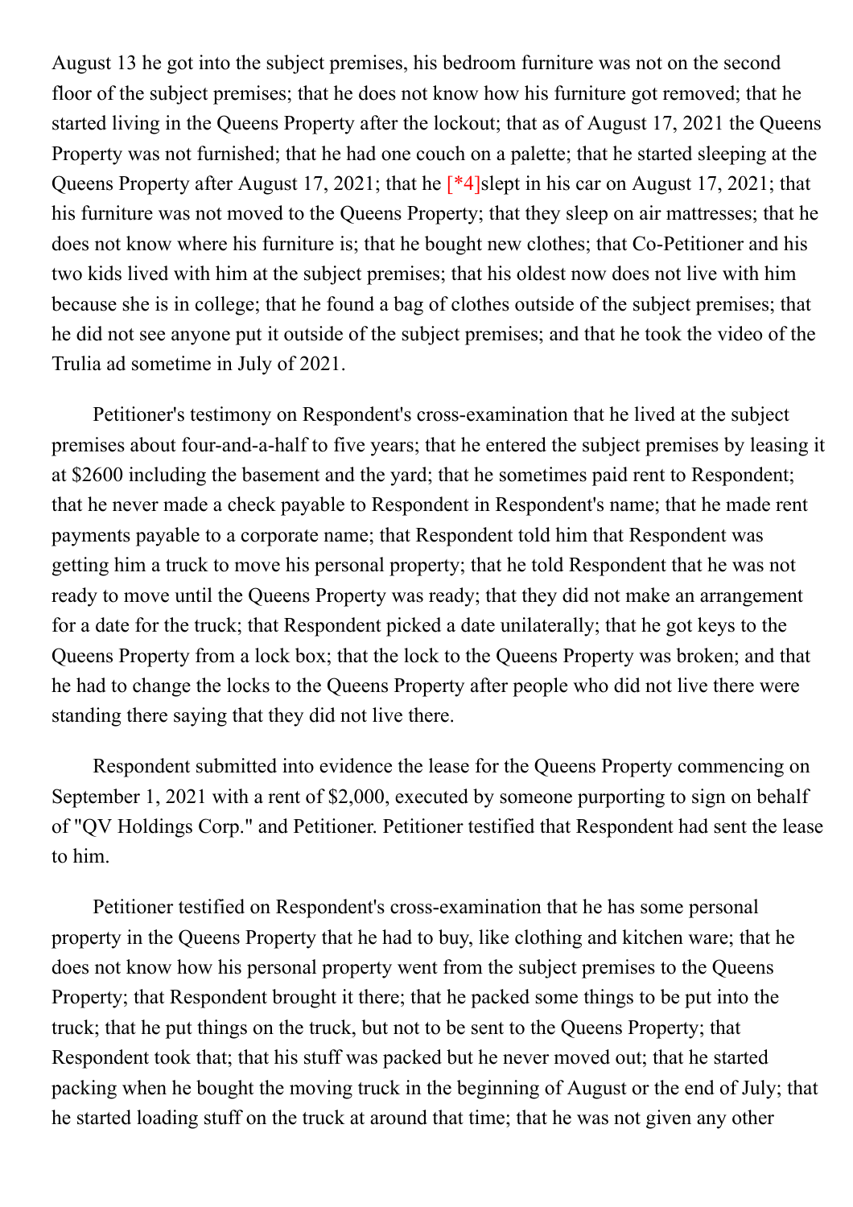August 13 he got into the subject premises, his bedroom furniture was not on the second floor of the subject premises; that he does not know how his furniture got removed; that he started living in the Queens Property after the lockout; that as of August 17, 2021 the Queens Property was not furnished; that he had one couch on a palette; that he started sleeping at the Queens Property after August 17, 2021; that he [*4]slept in his car on August 17, 2021; that his furniture was not moved to the Queens Property; that they sleep on air mattresses; that he does not know where his furniture is; that he bought new clothes; that Co-Petitioner and his two kids lived with him at the subject premises; that his oldest now does not live with him because she is in college; that he found a bag of clothes outside of the subject premises; that he did not see anyone put it outside of the subject premises; and that he took the video of the Trulia ad sometime in July of 2021.

Petitioner's testimony on Respondent's cross-examination that he lived at the subject premises about four-and-a-half to five years; that he entered the subject premises by leasing it at $2600 including the basement and the yard; that he sometimes paid rent to Respondent; that he never made a check payable to Respondent in Respondent's name; that he made rent payments payable to a corporate name; that Respondent told him that Respondent was getting him a truck to move his personal property; that he told Respondent that he was not ready to move until the Queens Property was ready; that they did not make an arrangement for a date for the truck; that Respondent picked a date unilaterally; that he got keys to the Queens Property from a lock box; that the lock to the Queens Property was broken; and that he had to change the locks to the Queens Property after people who did not live there were standing there saying that they did not live there.

Respondent submitted into evidence the lease for the Queens Property commencing on September 1, 2021 with a rent of $2,000, executed by someone purporting to sign on behalf of "QV Holdings Corp." and Petitioner. Petitioner testified that Respondent had sent the lease to him.

Petitioner testified on Respondent's cross-examination that he has some personal property in the Queens Property that he had to buy, like clothing and kitchen ware; that he does not know how his personal property went from the subject premises to the Queens Property; that Respondent brought it there; that he packed some things to be put into the truck; that he put things on the truck, but not to be sent to the Queens Property; that Respondent took that; that his stuff was packed but he never moved out; that he started packing when he bought the moving truck in the beginning of August or the end of July; that he started loading stuff on the truck at around that time; that he was not given any other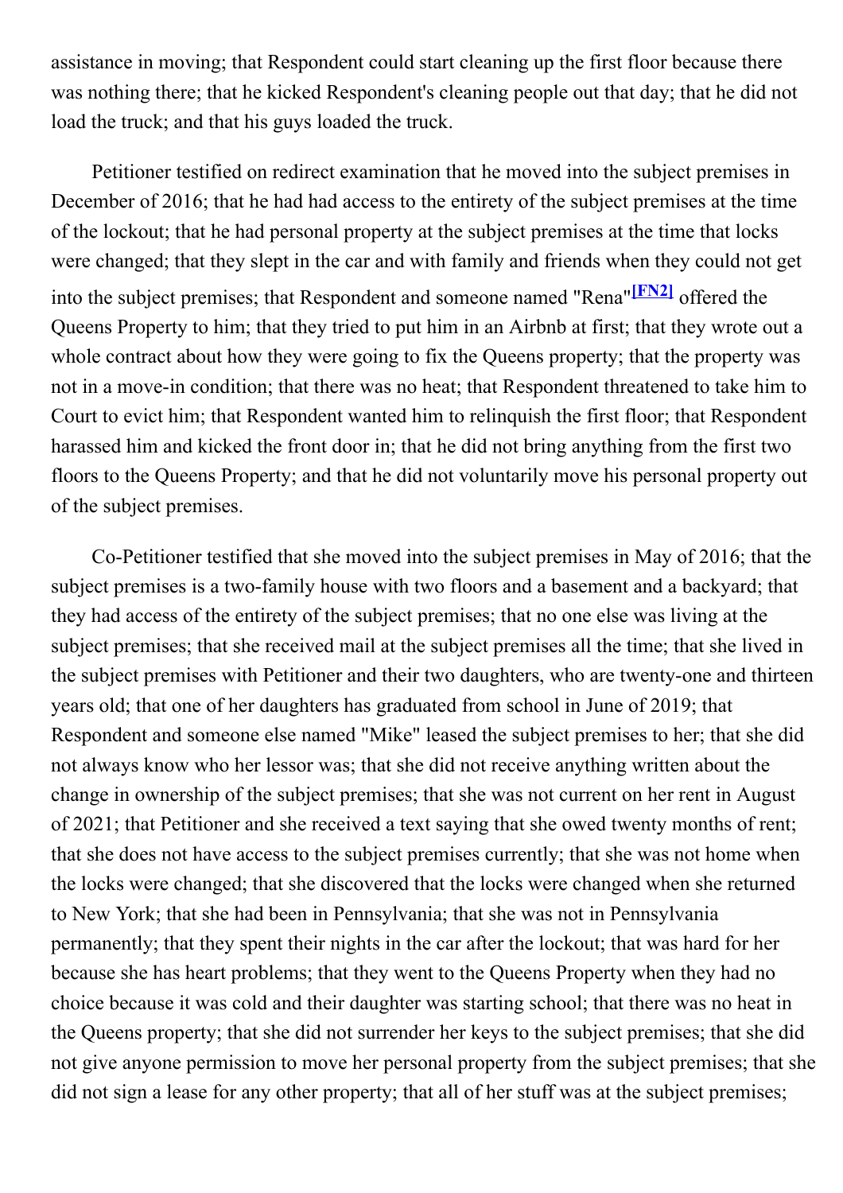assistance in moving; that Respondent could start cleaning up the first floor because there was nothing there; that he kicked Respondent's cleaning people out that day; that he did not load the truck; and that his guys loaded the truck.

Petitioner testified on redirect examination that he moved into the subject premises in December of 2016; that he had had access to the entirety of the subject premises at the time of the lockout; that he had personal property at the subject premises at the time that locks were changed; that they slept in the car and with family and friends when they could not get into the subject premises; that Respondent and someone named "Rena"[FN2] offered the Queens Property to him; that they tried to put him in an Airbnb at first; that they wrote out a whole contract about how they were going to fix the Queens property; that the property was not in a move-in condition; that there was no heat; that Respondent threatened to take him to Court to evict him; that Respondent wanted him to relinquish the first floor; that Respondent harassed him and kicked the front door in; that he did not bring anything from the first two floors to the Queens Property; and that he did not voluntarily move his personal property out of the subject premises.

Co-Petitioner testified that she moved into the subject premises in May of 2016; that the subject premises is a two-family house with two floors and a basement and a backyard; that they had access of the entirety of the subject premises; that no one else was living at the subject premises; that she received mail at the subject premises all the time; that she lived in the subject premises with Petitioner and their two daughters, who are twenty-one and thirteen years old; that one of her daughters has graduated from school in June of 2019; that Respondent and someone else named "Mike" leased the subject premises to her; that she did not always know who her lessor was; that she did not receive anything written about the change in ownership of the subject premises; that she was not current on her rent in August of 2021; that Petitioner and she received a text saying that she owed twenty months of rent; that she does not have access to the subject premises currently; that she was not home when the locks were changed; that she discovered that the locks were changed when she returned to New York; that she had been in Pennsylvania; that she was not in Pennsylvania permanently; that they spent their nights in the car after the lockout; that was hard for her because she has heart problems; that they went to the Queens Property when they had no choice because it was cold and their daughter was starting school; that there was no heat in the Queens property; that she did not surrender her keys to the subject premises; that she did not give anyone permission to move her personal property from the subject premises; that she did not sign a lease for any other property; that all of her stuff was at the subject premises;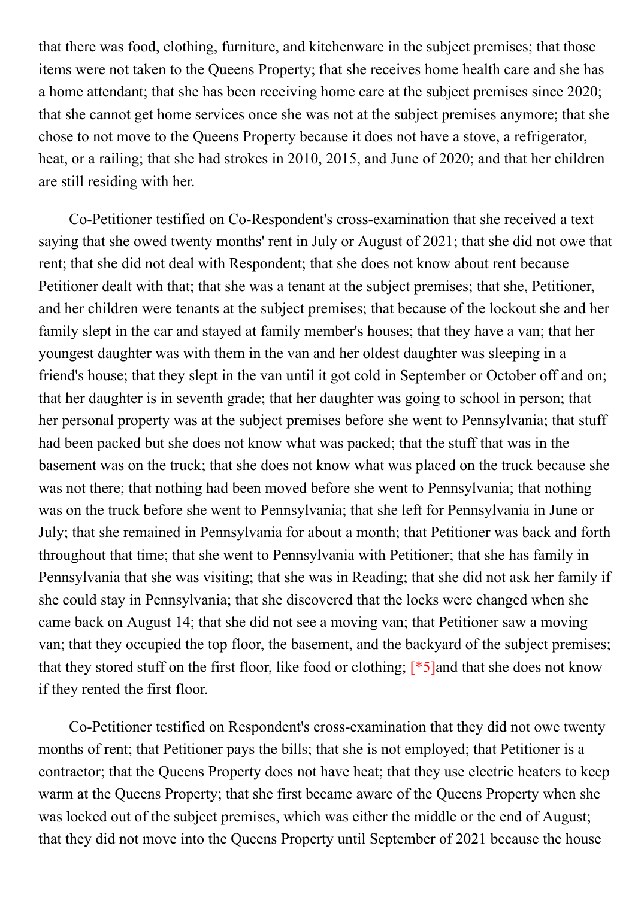that there was food, clothing, furniture, and kitchenware in the subject premises; that those items were not taken to the Queens Property; that she receives home health care and she has a home attendant; that she has been receiving home care at the subject premises since 2020; that she cannot get home services once she was not at the subject premises anymore; that she chose to not move to the Queens Property because it does not have a stove, a refrigerator, heat, or a railing; that she had strokes in 2010, 2015, and June of 2020; and that her children are still residing with her.

Co-Petitioner testified on Co-Respondent's cross-examination that she received a text saying that she owed twenty months' rent in July or August of 2021; that she did not owe that rent; that she did not deal with Respondent; that she does not know about rent because Petitioner dealt with that; that she was a tenant at the subject premises; that she, Petitioner, and her children were tenants at the subject premises; that because of the lockout she and her family slept in the car and stayed at family member's houses; that they have a van; that her youngest daughter was with them in the van and her oldest daughter was sleeping in a friend's house; that they slept in the van until it got cold in September or October off and on; that her daughter is in seventh grade; that her daughter was going to school in person; that her personal property was at the subject premises before she went to Pennsylvania; that stuff had been packed but she does not know what was packed; that the stuff that was in the basement was on the truck; that she does not know what was placed on the truck because she was not there; that nothing had been moved before she went to Pennsylvania; that nothing was on the truck before she went to Pennsylvania; that she left for Pennsylvania in June or July; that she remained in Pennsylvania for about a month; that Petitioner was back and forth throughout that time; that she went to Pennsylvania with Petitioner; that she has family in Pennsylvania that she was visiting; that she was in Reading; that she did not ask her family if she could stay in Pennsylvania; that she discovered that the locks were changed when she came back on August 14; that she did not see a moving van; that Petitioner saw a moving van; that they occupied the top floor, the basement, and the backyard of the subject premises; that they stored stuff on the first floor, like food or clothing; [*5]and that she does not know if they rented the first floor.

Co-Petitioner testified on Respondent's cross-examination that they did not owe twenty months of rent; that Petitioner pays the bills; that she is not employed; that Petitioner is a contractor; that the Queens Property does not have heat; that they use electric heaters to keep warm at the Queens Property; that she first became aware of the Queens Property when she was locked out of the subject premises, which was either the middle or the end of August; that they did not move into the Queens Property until September of 2021 because the house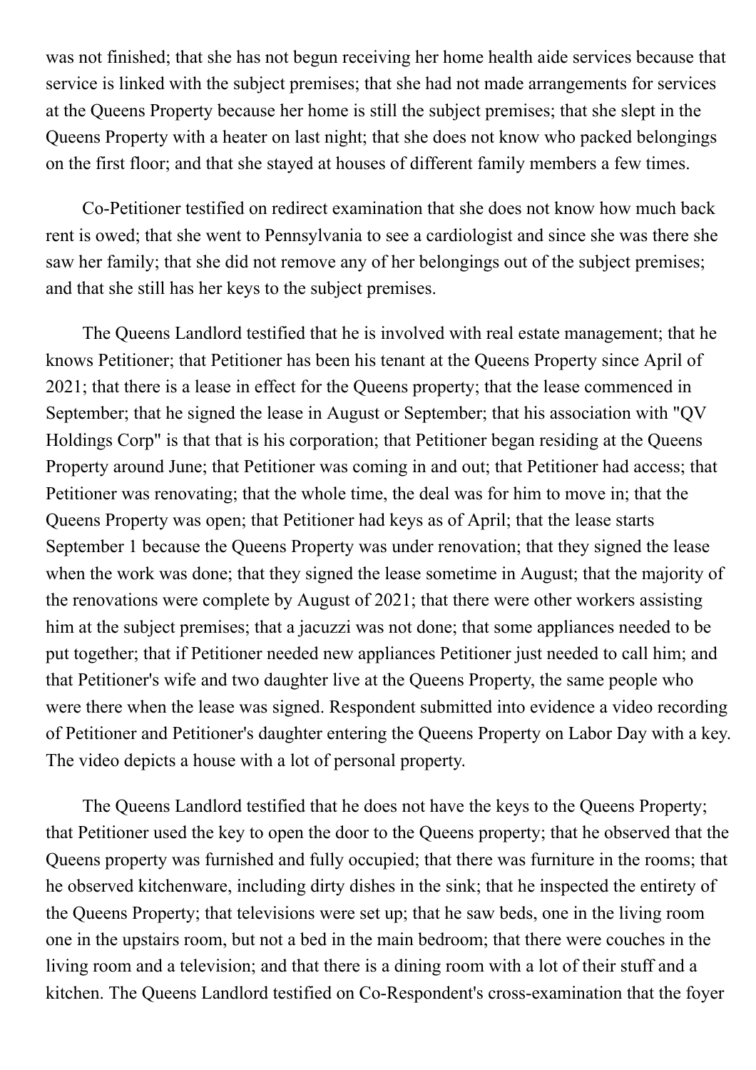was not finished; that she has not begun receiving her home health aide services because that service is linked with the subject premises; that she had not made arrangements for services at the Queens Property because her home is still the subject premises; that she slept in the Queens Property with a heater on last night; that she does not know who packed belongings on the first floor; and that she stayed at houses of different family members a few times.

Co-Petitioner testified on redirect examination that she does not know how much back rent is owed; that she went to Pennsylvania to see a cardiologist and since she was there she saw her family; that she did not remove any of her belongings out of the subject premises; and that she still has her keys to the subject premises.

The Queens Landlord testified that he is involved with real estate management; that he knows Petitioner; that Petitioner has been his tenant at the Queens Property since April of 2021; that there is a lease in effect for the Queens property; that the lease commenced in September; that he signed the lease in August or September; that his association with "QV Holdings Corp" is that that is his corporation; that Petitioner began residing at the Queens Property around June; that Petitioner was coming in and out; that Petitioner had access; that Petitioner was renovating; that the whole time, the deal was for him to move in; that the Queens Property was open; that Petitioner had keys as of April; that the lease starts September 1 because the Queens Property was under renovation; that they signed the lease when the work was done; that they signed the lease sometime in August; that the majority of the renovations were complete by August of 2021; that there were other workers assisting him at the subject premises; that a jacuzzi was not done; that some appliances needed to be put together; that if Petitioner needed new appliances Petitioner just needed to call him; and that Petitioner's wife and two daughter live at the Queens Property, the same people who were there when the lease was signed. Respondent submitted into evidence a video recording of Petitioner and Petitioner's daughter entering the Queens Property on Labor Day with a key. The video depicts a house with a lot of personal property.

The Queens Landlord testified that he does not have the keys to the Queens Property; that Petitioner used the key to open the door to the Queens property; that he observed that the Queens property was furnished and fully occupied; that there was furniture in the rooms; that he observed kitchenware, including dirty dishes in the sink; that he inspected the entirety of the Queens Property; that televisions were set up; that he saw beds, one in the living room one in the upstairs room, but not a bed in the main bedroom; that there were couches in the living room and a television; and that there is a dining room with a lot of their stuff and a kitchen. The Queens Landlord testified on Co-Respondent's cross-examination that the foyer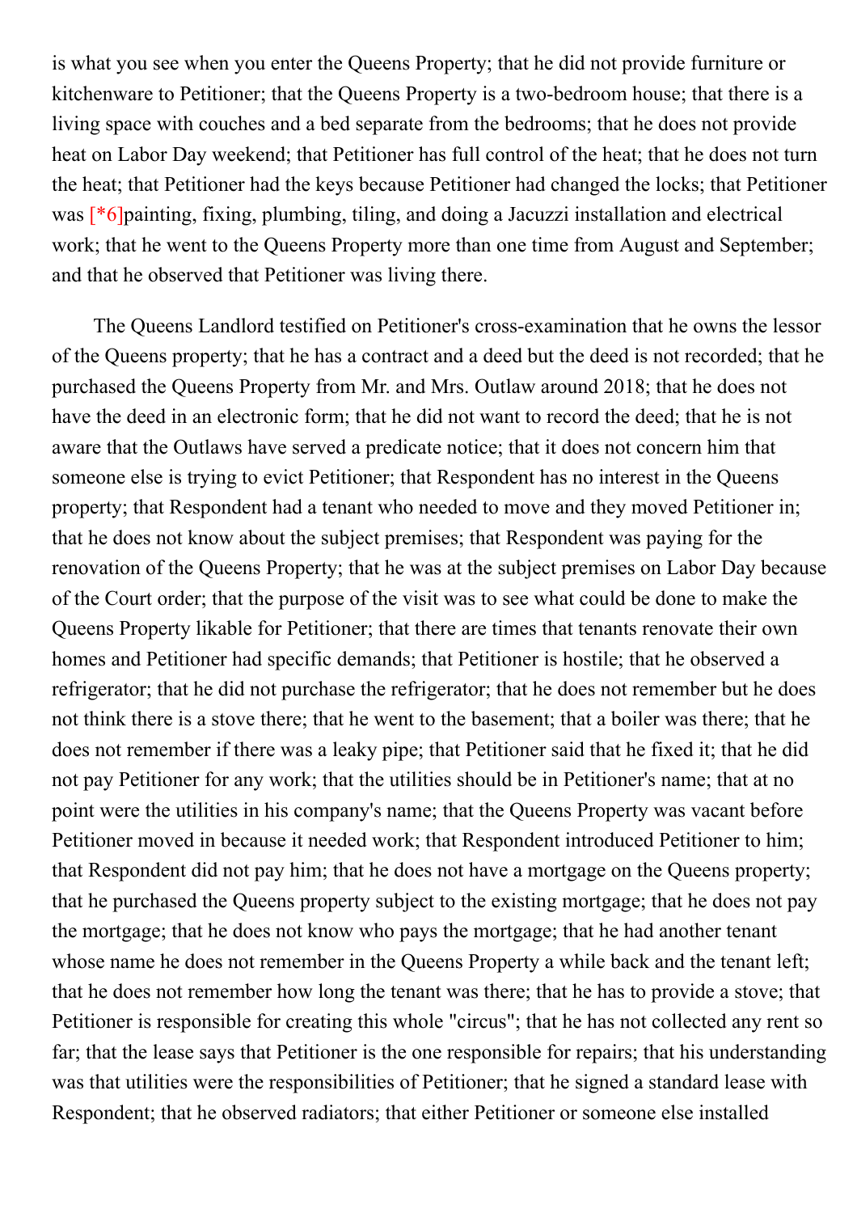is what you see when you enter the Queens Property; that he did not provide furniture or kitchenware to Petitioner; that the Queens Property is a two-bedroom house; that there is a living space with couches and a bed separate from the bedrooms; that he does not provide heat on Labor Day weekend; that Petitioner has full control of the heat; that he does not turn the heat; that Petitioner had the keys because Petitioner had changed the locks; that Petitioner was [*6]painting, fixing, plumbing, tiling, and doing a Jacuzzi installation and electrical work; that he went to the Queens Property more than one time from August and September; and that he observed that Petitioner was living there.

The Queens Landlord testified on Petitioner's cross-examination that he owns the lessor of the Queens property; that he has a contract and a deed but the deed is not recorded; that he purchased the Queens Property from Mr. and Mrs. Outlaw around 2018; that he does not have the deed in an electronic form; that he did not want to record the deed; that he is not aware that the Outlaws have served a predicate notice; that it does not concern him that someone else is trying to evict Petitioner; that Respondent has no interest in the Queens property; that Respondent had a tenant who needed to move and they moved Petitioner in; that he does not know about the subject premises; that Respondent was paying for the renovation of the Queens Property; that he was at the subject premises on Labor Day because of the Court order; that the purpose of the visit was to see what could be done to make the Queens Property likable for Petitioner; that there are times that tenants renovate their own homes and Petitioner had specific demands; that Petitioner is hostile; that he observed a refrigerator; that he did not purchase the refrigerator; that he does not remember but he does not think there is a stove there; that he went to the basement; that a boiler was there; that he does not remember if there was a leaky pipe; that Petitioner said that he fixed it; that he did not pay Petitioner for any work; that the utilities should be in Petitioner's name; that at no point were the utilities in his company's name; that the Queens Property was vacant before Petitioner moved in because it needed work; that Respondent introduced Petitioner to him; that Respondent did not pay him; that he does not have a mortgage on the Queens property; that he purchased the Queens property subject to the existing mortgage; that he does not pay the mortgage; that he does not know who pays the mortgage; that he had another tenant whose name he does not remember in the Queens Property a while back and the tenant left; that he does not remember how long the tenant was there; that he has to provide a stove; that Petitioner is responsible for creating this whole "circus"; that he has not collected any rent so far; that the lease says that Petitioner is the one responsible for repairs; that his understanding was that utilities were the responsibilities of Petitioner; that he signed a standard lease with Respondent; that he observed radiators; that either Petitioner or someone else installed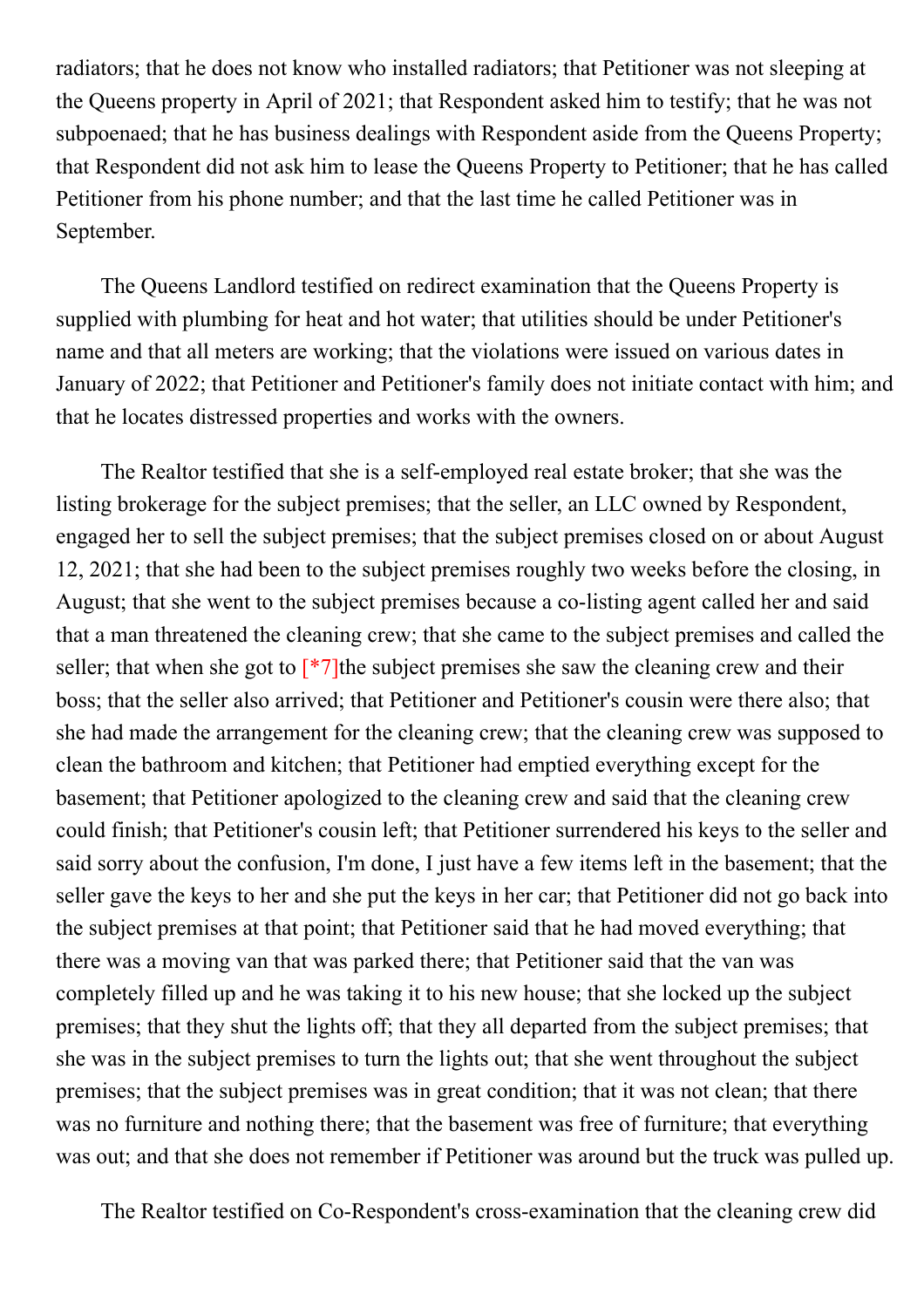radiators; that he does not know who installed radiators; that Petitioner was not sleeping at the Queens property in April of 2021; that Respondent asked him to testify; that he was not subpoenaed; that he has business dealings with Respondent aside from the Queens Property; that Respondent did not ask him to lease the Queens Property to Petitioner; that he has called Petitioner from his phone number; and that the last time he called Petitioner was in September.

The Queens Landlord testified on redirect examination that the Queens Property is supplied with plumbing for heat and hot water; that utilities should be under Petitioner's name and that all meters are working; that the violations were issued on various dates in January of 2022; that Petitioner and Petitioner's family does not initiate contact with him; and that he locates distressed properties and works with the owners.

The Realtor testified that she is a self-employed real estate broker; that she was the listing brokerage for the subject premises; that the seller, an LLC owned by Respondent, engaged her to sell the subject premises; that the subject premises closed on or about August 12, 2021; that she had been to the subject premises roughly two weeks before the closing, in August; that she went to the subject premises because a co-listing agent called her and said that a man threatened the cleaning crew; that she came to the subject premises and called the seller; that when she got to [*7]the subject premises she saw the cleaning crew and their boss; that the seller also arrived; that Petitioner and Petitioner's cousin were there also; that she had made the arrangement for the cleaning crew; that the cleaning crew was supposed to clean the bathroom and kitchen; that Petitioner had emptied everything except for the basement; that Petitioner apologized to the cleaning crew and said that the cleaning crew could finish; that Petitioner's cousin left; that Petitioner surrendered his keys to the seller and said sorry about the confusion, I'm done, I just have a few items left in the basement; that the seller gave the keys to her and she put the keys in her car; that Petitioner did not go back into the subject premises at that point; that Petitioner said that he had moved everything; that there was a moving van that was parked there; that Petitioner said that the van was completely filled up and he was taking it to his new house; that she locked up the subject premises; that they shut the lights off; that they all departed from the subject premises; that she was in the subject premises to turn the lights out; that she went throughout the subject premises; that the subject premises was in great condition; that it was not clean; that there was no furniture and nothing there; that the basement was free of furniture; that everything was out; and that she does not remember if Petitioner was around but the truck was pulled up.

The Realtor testified on Co-Respondent's cross-examination that the cleaning crew did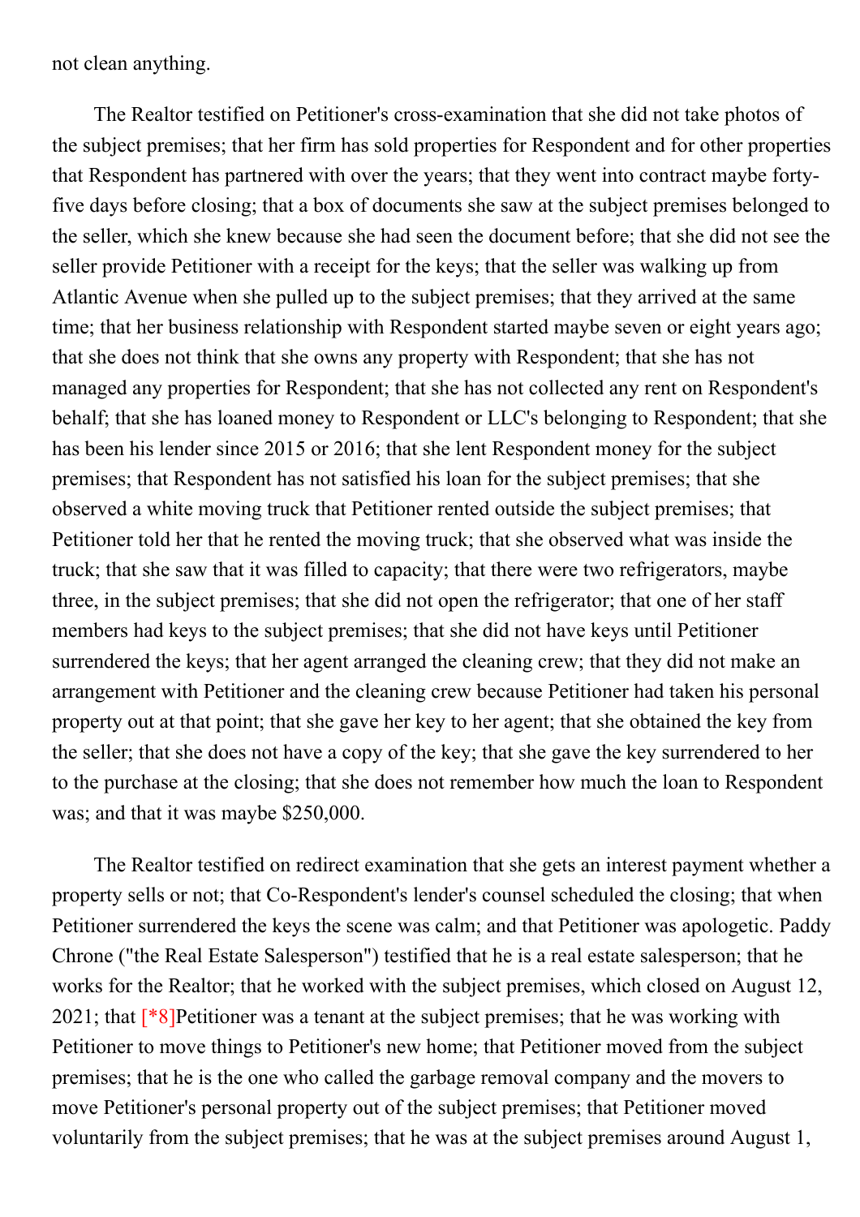not clean anything.

The Realtor testified on Petitioner's cross-examination that she did not take photos of the subject premises; that her firm has sold properties for Respondent and for other properties that Respondent has partnered with over the years; that they went into contract maybe forty-five days before closing; that a box of documents she saw at the subject premises belonged to the seller, which she knew because she had seen the document before; that she did not see the seller provide Petitioner with a receipt for the keys; that the seller was walking up from Atlantic Avenue when she pulled up to the subject premises; that they arrived at the same time; that her business relationship with Respondent started maybe seven or eight years ago; that she does not think that she owns any property with Respondent; that she has not managed any properties for Respondent; that she has not collected any rent on Respondent's behalf; that she has loaned money to Respondent or LLC's belonging to Respondent; that she has been his lender since 2015 or 2016; that she lent Respondent money for the subject premises; that Respondent has not satisfied his loan for the subject premises; that she observed a white moving truck that Petitioner rented outside the subject premises; that Petitioner told her that he rented the moving truck; that she observed what was inside the truck; that she saw that it was filled to capacity; that there were two refrigerators, maybe three, in the subject premises; that she did not open the refrigerator; that one of her staff members had keys to the subject premises; that she did not have keys until Petitioner surrendered the keys; that her agent arranged the cleaning crew; that they did not make an arrangement with Petitioner and the cleaning crew because Petitioner had taken his personal property out at that point; that she gave her key to her agent; that she obtained the key from the seller; that she does not have a copy of the key; that she gave the key surrendered to her to the purchase at the closing; that she does not remember how much the loan to Respondent was; and that it was maybe $250,000.

The Realtor testified on redirect examination that she gets an interest payment whether a property sells or not; that Co-Respondent's lender's counsel scheduled the closing; that when Petitioner surrendered the keys the scene was calm; and that Petitioner was apologetic. Paddy Chrone ("the Real Estate Salesperson") testified that he is a real estate salesperson; that he works for the Realtor; that he worked with the subject premises, which closed on August 12, 2021; that [*8]Petitioner was a tenant at the subject premises; that he was working with Petitioner to move things to Petitioner's new home; that Petitioner moved from the subject premises; that he is the one who called the garbage removal company and the movers to move Petitioner's personal property out of the subject premises; that Petitioner moved voluntarily from the subject premises; that he was at the subject premises around August 1,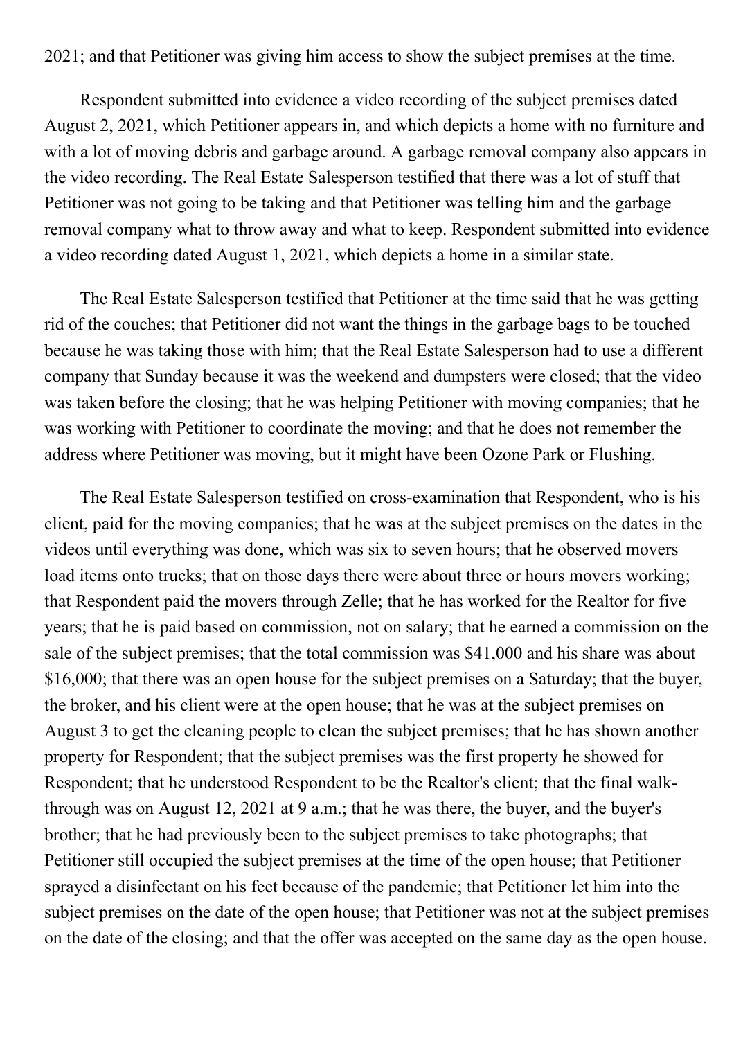2021; and that Petitioner was giving him access to show the subject premises at the time.

Respondent submitted into evidence a video recording of the subject premises dated August 2, 2021, which Petitioner appears in, and which depicts a home with no furniture and with a lot of moving debris and garbage around. A garbage removal company also appears in the video recording. The Real Estate Salesperson testified that there was a lot of stuff that Petitioner was not going to be taking and that Petitioner was telling him and the garbage removal company what to throw away and what to keep. Respondent submitted into evidence a video recording dated August 1, 2021, which depicts a home in a similar state.

The Real Estate Salesperson testified that Petitioner at the time said that he was getting rid of the couches; that Petitioner did not want the things in the garbage bags to be touched because he was taking those with him; that the Real Estate Salesperson had to use a different company that Sunday because it was the weekend and dumpsters were closed; that the video was taken before the closing; that he was helping Petitioner with moving companies; that he was working with Petitioner to coordinate the moving; and that he does not remember the address where Petitioner was moving, but it might have been Ozone Park or Flushing.

The Real Estate Salesperson testified on cross-examination that Respondent, who is his client, paid for the moving companies; that he was at the subject premises on the dates in the videos until everything was done, which was six to seven hours; that he observed movers load items onto trucks; that on those days there were about three or hours movers working; that Respondent paid the movers through Zelle; that he has worked for the Realtor for five years; that he is paid based on commission, not on salary; that he earned a commission on the sale of the subject premises; that the total commission was $41,000 and his share was about $16,000; that there was an open house for the subject premises on a Saturday; that the buyer, the broker, and his client were at the open house; that he was at the subject premises on August 3 to get the cleaning people to clean the subject premises; that he has shown another property for Respondent; that the subject premises was the first property he showed for Respondent; that he understood Respondent to be the Realtor's client; that the final walk-through was on August 12, 2021 at 9 a.m.; that he was there, the buyer, and the buyer's brother; that he had previously been to the subject premises to take photographs; that Petitioner still occupied the subject premises at the time of the open house; that Petitioner sprayed a disinfectant on his feet because of the pandemic; that Petitioner let him into the subject premises on the date of the open house; that Petitioner was not at the subject premises on the date of the closing; and that the offer was accepted on the same day as the open house.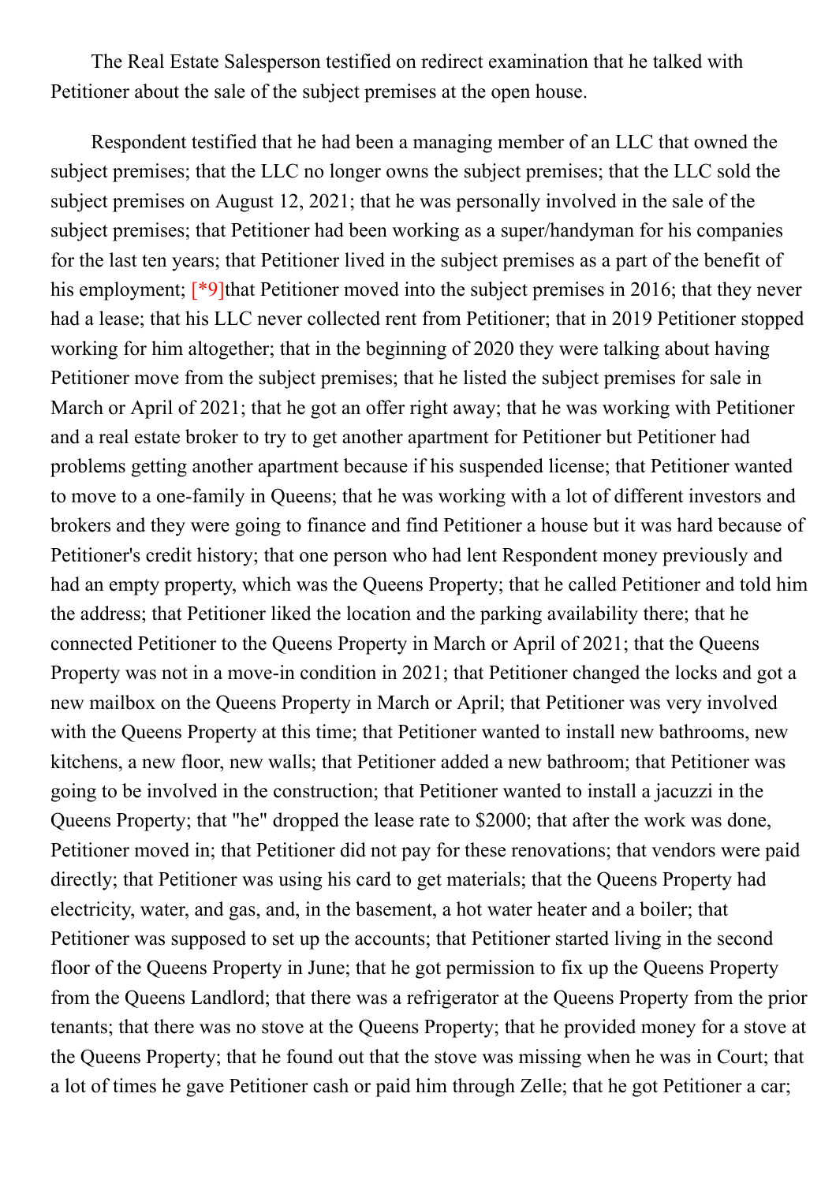The Real Estate Salesperson testified on redirect examination that he talked with Petitioner about the sale of the subject premises at the open house.

Respondent testified that he had been a managing member of an LLC that owned the subject premises; that the LLC no longer owns the subject premises; that the LLC sold the subject premises on August 12, 2021; that he was personally involved in the sale of the subject premises; that Petitioner had been working as a super/handyman for his companies for the last ten years; that Petitioner lived in the subject premises as a part of the benefit of his employment; [*9]that Petitioner moved into the subject premises in 2016; that they never had a lease; that his LLC never collected rent from Petitioner; that in 2019 Petitioner stopped working for him altogether; that in the beginning of 2020 they were talking about having Petitioner move from the subject premises; that he listed the subject premises for sale in March or April of 2021; that he got an offer right away; that he was working with Petitioner and a real estate broker to try to get another apartment for Petitioner but Petitioner had problems getting another apartment because if his suspended license; that Petitioner wanted to move to a one-family in Queens; that he was working with a lot of different investors and brokers and they were going to finance and find Petitioner a house but it was hard because of Petitioner's credit history; that one person who had lent Respondent money previously and had an empty property, which was the Queens Property; that he called Petitioner and told him the address; that Petitioner liked the location and the parking availability there; that he connected Petitioner to the Queens Property in March or April of 2021; that the Queens Property was not in a move-in condition in 2021; that Petitioner changed the locks and got a new mailbox on the Queens Property in March or April; that Petitioner was very involved with the Queens Property at this time; that Petitioner wanted to install new bathrooms, new kitchens, a new floor, new walls; that Petitioner added a new bathroom; that Petitioner was going to be involved in the construction; that Petitioner wanted to install a jacuzzi in the Queens Property; that "he" dropped the lease rate to $2000; that after the work was done, Petitioner moved in; that Petitioner did not pay for these renovations; that vendors were paid directly; that Petitioner was using his card to get materials; that the Queens Property had electricity, water, and gas, and, in the basement, a hot water heater and a boiler; that Petitioner was supposed to set up the accounts; that Petitioner started living in the second floor of the Queens Property in June; that he got permission to fix up the Queens Property from the Queens Landlord; that there was a refrigerator at the Queens Property from the prior tenants; that there was no stove at the Queens Property; that he provided money for a stove at the Queens Property; that he found out that the stove was missing when he was in Court; that a lot of times he gave Petitioner cash or paid him through Zelle; that he got Petitioner a car;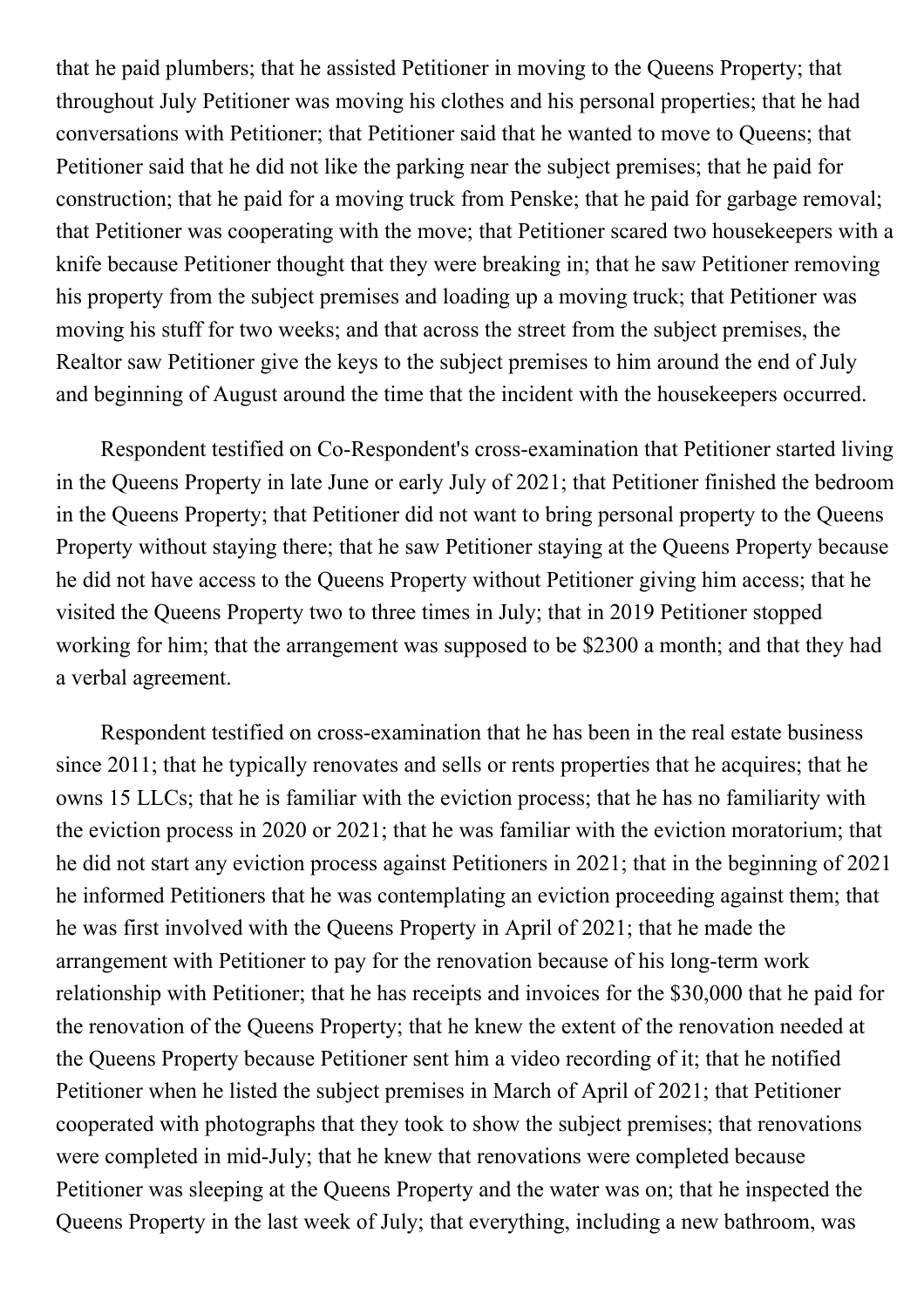that he paid plumbers; that he assisted Petitioner in moving to the Queens Property; that throughout July Petitioner was moving his clothes and his personal properties; that he had conversations with Petitioner; that Petitioner said that he wanted to move to Queens; that Petitioner said that he did not like the parking near the subject premises; that he paid for construction; that he paid for a moving truck from Penske; that he paid for garbage removal; that Petitioner was cooperating with the move; that Petitioner scared two housekeepers with a knife because Petitioner thought that they were breaking in; that he saw Petitioner removing his property from the subject premises and loading up a moving truck; that Petitioner was moving his stuff for two weeks; and that across the street from the subject premises, the Realtor saw Petitioner give the keys to the subject premises to him around the end of July and beginning of August around the time that the incident with the housekeepers occurred.

Respondent testified on Co-Respondent's cross-examination that Petitioner started living in the Queens Property in late June or early July of 2021; that Petitioner finished the bedroom in the Queens Property; that Petitioner did not want to bring personal property to the Queens Property without staying there; that he saw Petitioner staying at the Queens Property because he did not have access to the Queens Property without Petitioner giving him access; that he visited the Queens Property two to three times in July; that in 2019 Petitioner stopped working for him; that the arrangement was supposed to be \$2300 a month; and that they had a verbal agreement.

Respondent testified on cross-examination that he has been in the real estate business since 2011; that he typically renovates and sells or rents properties that he acquires; that he owns 15 LLCs; that he is familiar with the eviction process; that he has no familiarity with the eviction process in 2020 or 2021; that he was familiar with the eviction moratorium; that he did not start any eviction process against Petitioners in 2021; that in the beginning of 2021 he informed Petitioners that he was contemplating an eviction proceeding against them; that he was first involved with the Queens Property in April of 2021; that he made the arrangement with Petitioner to pay for the renovation because of his long-term work relationship with Petitioner; that he has receipts and invoices for the \$30,000 that he paid for the renovation of the Queens Property; that he knew the extent of the renovation needed at the Queens Property because Petitioner sent him a video recording of it; that he notified Petitioner when he listed the subject premises in March of April of 2021; that Petitioner cooperated with photographs that they took to show the subject premises; that renovations were completed in mid-July; that he knew that renovations were completed because Petitioner was sleeping at the Queens Property and the water was on; that he inspected the Queens Property in the last week of July; that everything, including a new bathroom, was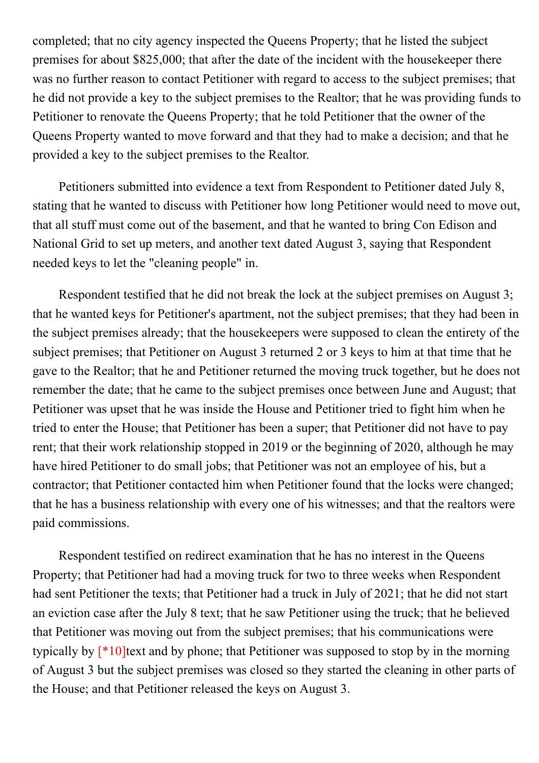completed; that no city agency inspected the Queens Property; that he listed the subject premises for about $825,000; that after the date of the incident with the housekeeper there was no further reason to contact Petitioner with regard to access to the subject premises; that he did not provide a key to the subject premises to the Realtor; that he was providing funds to Petitioner to renovate the Queens Property; that he told Petitioner that the owner of the Queens Property wanted to move forward and that they had to make a decision; and that he provided a key to the subject premises to the Realtor.

Petitioners submitted into evidence a text from Respondent to Petitioner dated July 8, stating that he wanted to discuss with Petitioner how long Petitioner would need to move out, that all stuff must come out of the basement, and that he wanted to bring Con Edison and National Grid to set up meters, and another text dated August 3, saying that Respondent needed keys to let the "cleaning people" in.

Respondent testified that he did not break the lock at the subject premises on August 3; that he wanted keys for Petitioner's apartment, not the subject premises; that they had been in the subject premises already; that the housekeepers were supposed to clean the entirety of the subject premises; that Petitioner on August 3 returned 2 or 3 keys to him at that time that he gave to the Realtor; that he and Petitioner returned the moving truck together, but he does not remember the date; that he came to the subject premises once between June and August; that Petitioner was upset that he was inside the House and Petitioner tried to fight him when he tried to enter the House; that Petitioner has been a super; that Petitioner did not have to pay rent; that their work relationship stopped in 2019 or the beginning of 2020, although he may have hired Petitioner to do small jobs; that Petitioner was not an employee of his, but a contractor; that Petitioner contacted him when Petitioner found that the locks were changed; that he has a business relationship with every one of his witnesses; and that the realtors were paid commissions.

Respondent testified on redirect examination that he has no interest in the Queens Property; that Petitioner had had a moving truck for two to three weeks when Respondent had sent Petitioner the texts; that Petitioner had a truck in July of 2021; that he did not start an eviction case after the July 8 text; that he saw Petitioner using the truck; that he believed that Petitioner was moving out from the subject premises; that his communications were typically by [*10]text and by phone; that Petitioner was supposed to stop by in the morning of August 3 but the subject premises was closed so they started the cleaning in other parts of the House; and that Petitioner released the keys on August 3.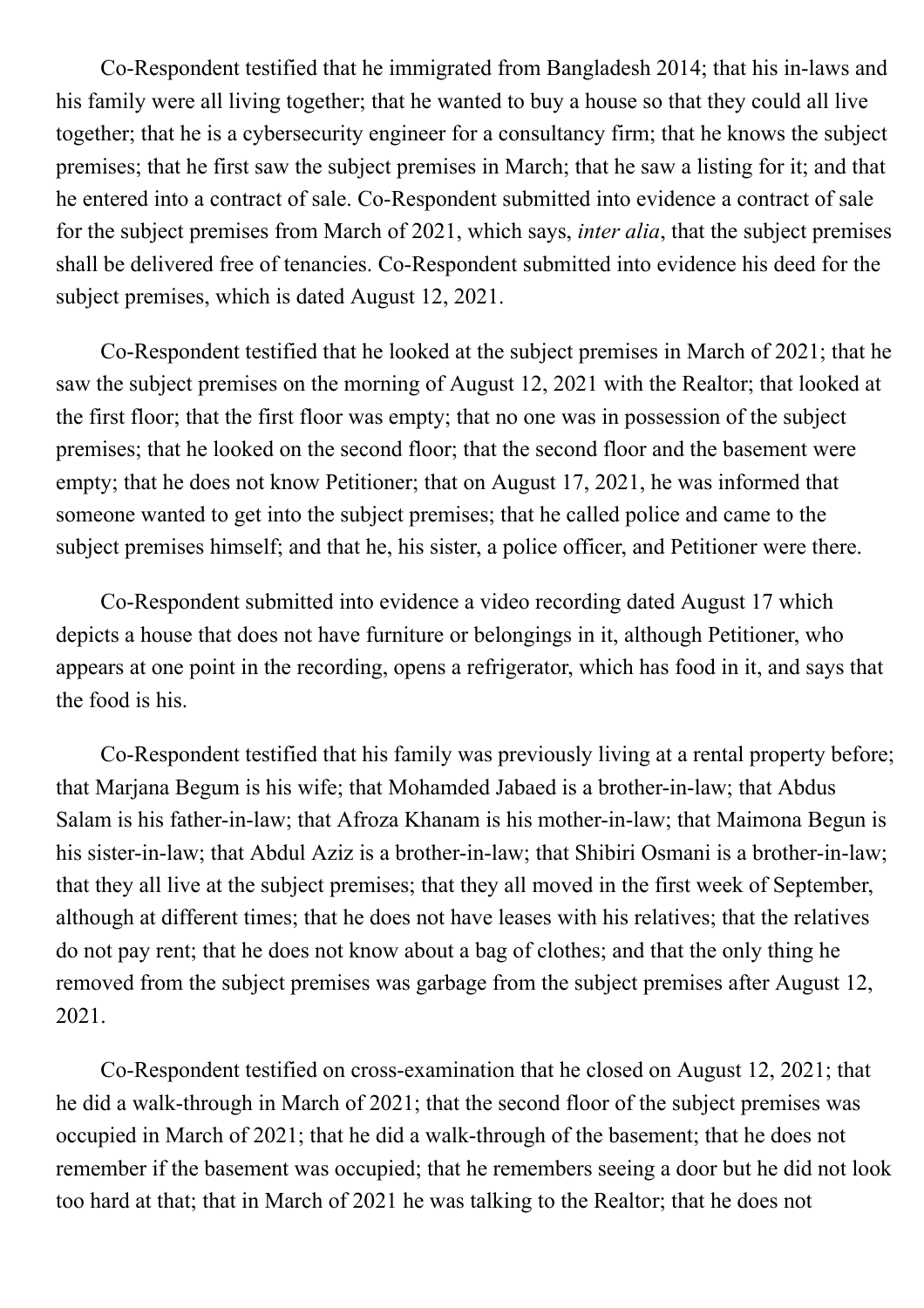Co-Respondent testified that he immigrated from Bangladesh 2014; that his in-laws and his family were all living together; that he wanted to buy a house so that they could all live together; that he is a cybersecurity engineer for a consultancy firm; that he knows the subject premises; that he first saw the subject premises in March; that he saw a listing for it; and that he entered into a contract of sale. Co-Respondent submitted into evidence a contract of sale for the subject premises from March of 2021, which says, *inter alia*, that the subject premises shall be delivered free of tenancies. Co-Respondent submitted into evidence his deed for the subject premises, which is dated August 12, 2021.

Co-Respondent testified that he looked at the subject premises in March of 2021; that he saw the subject premises on the morning of August 12, 2021 with the Realtor; that looked at the first floor; that the first floor was empty; that no one was in possession of the subject premises; that he looked on the second floor; that the second floor and the basement were empty; that he does not know Petitioner; that on August 17, 2021, he was informed that someone wanted to get into the subject premises; that he called police and came to the subject premises himself; and that he, his sister, a police officer, and Petitioner were there.

Co-Respondent submitted into evidence a video recording dated August 17 which depicts a house that does not have furniture or belongings in it, although Petitioner, who appears at one point in the recording, opens a refrigerator, which has food in it, and says that the food is his.

Co-Respondent testified that his family was previously living at a rental property before; that Marjana Begum is his wife; that Mohamded Jabaed is a brother-in-law; that Abdus Salam is his father-in-law; that Afroza Khanam is his mother-in-law; that Maimona Begun is his sister-in-law; that Abdul Aziz is a brother-in-law; that Shibiri Osmani is a brother-in-law; that they all live at the subject premises; that they all moved in the first week of September, although at different times; that he does not have leases with his relatives; that the relatives do not pay rent; that he does not know about a bag of clothes; and that the only thing he removed from the subject premises was garbage from the subject premises after August 12, 2021.

Co-Respondent testified on cross-examination that he closed on August 12, 2021; that he did a walk-through in March of 2021; that the second floor of the subject premises was occupied in March of 2021; that he did a walk-through of the basement; that he does not remember if the basement was occupied; that he remembers seeing a door but he did not look too hard at that; that in March of 2021 he was talking to the Realtor; that he does not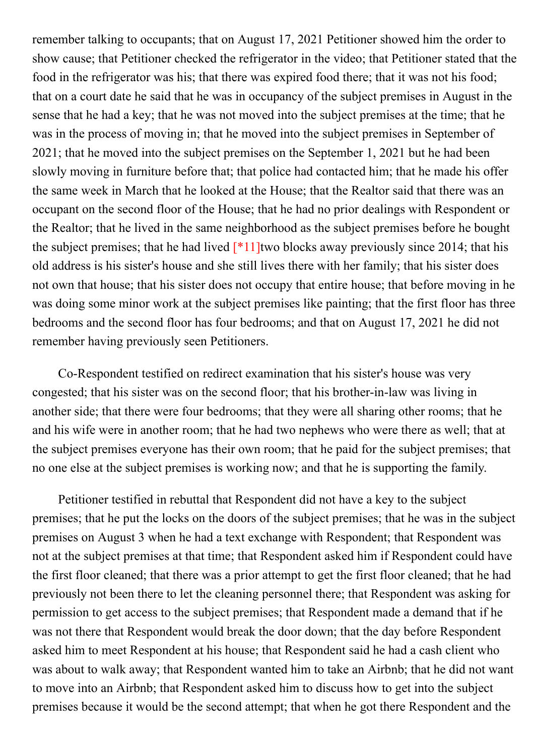remember talking to occupants; that on August 17, 2021 Petitioner showed him the order to show cause; that Petitioner checked the refrigerator in the video; that Petitioner stated that the food in the refrigerator was his; that there was expired food there; that it was not his food; that on a court date he said that he was in occupancy of the subject premises in August in the sense that he had a key; that he was not moved into the subject premises at the time; that he was in the process of moving in; that he moved into the subject premises in September of 2021; that he moved into the subject premises on the September 1, 2021 but he had been slowly moving in furniture before that; that police had contacted him; that he made his offer the same week in March that he looked at the House; that the Realtor said that there was an occupant on the second floor of the House; that he had no prior dealings with Respondent or the Realtor; that he lived in the same neighborhood as the subject premises before he bought the subject premises; that he had lived [*11]two blocks away previously since 2014; that his old address is his sister's house and she still lives there with her family; that his sister does not own that house; that his sister does not occupy that entire house; that before moving in he was doing some minor work at the subject premises like painting; that the first floor has three bedrooms and the second floor has four bedrooms; and that on August 17, 2021 he did not remember having previously seen Petitioners.

Co-Respondent testified on redirect examination that his sister's house was very congested; that his sister was on the second floor; that his brother-in-law was living in another side; that there were four bedrooms; that they were all sharing other rooms; that he and his wife were in another room; that he had two nephews who were there as well; that at the subject premises everyone has their own room; that he paid for the subject premises; that no one else at the subject premises is working now; and that he is supporting the family.

Petitioner testified in rebuttal that Respondent did not have a key to the subject premises; that he put the locks on the doors of the subject premises; that he was in the subject premises on August 3 when he had a text exchange with Respondent; that Respondent was not at the subject premises at that time; that Respondent asked him if Respondent could have the first floor cleaned; that there was a prior attempt to get the first floor cleaned; that he had previously not been there to let the cleaning personnel there; that Respondent was asking for permission to get access to the subject premises; that Respondent made a demand that if he was not there that Respondent would break the door down; that the day before Respondent asked him to meet Respondent at his house; that Respondent said he had a cash client who was about to walk away; that Respondent wanted him to take an Airbnb; that he did not want to move into an Airbnb; that Respondent asked him to discuss how to get into the subject premises because it would be the second attempt; that when he got there Respondent and the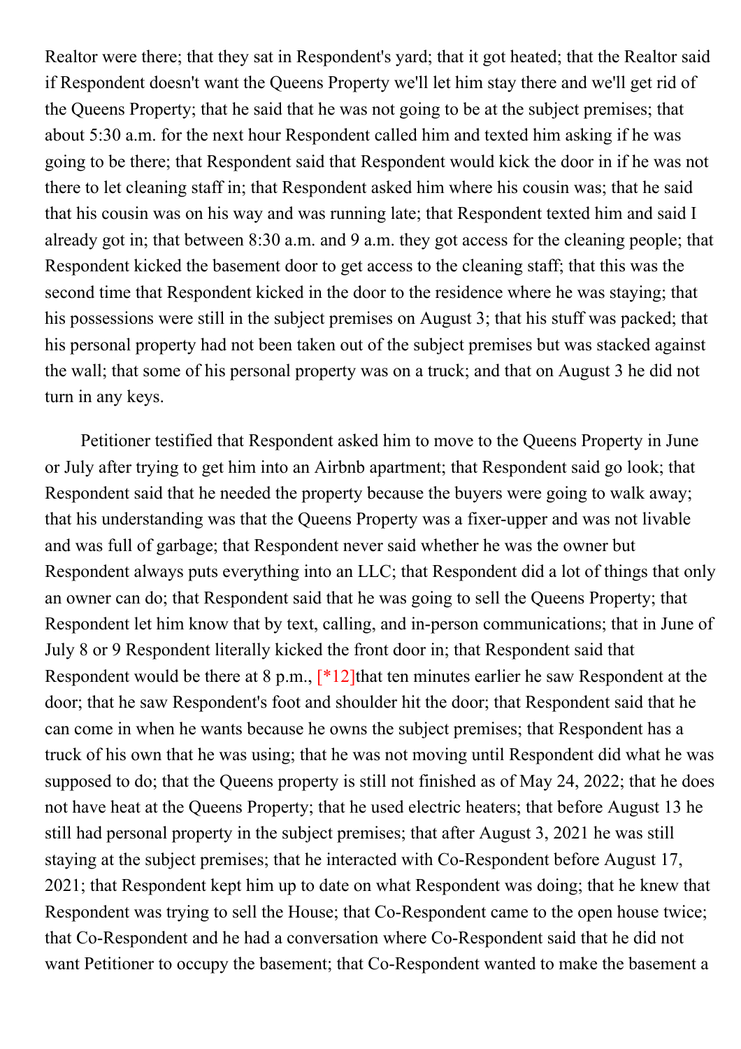Realtor were there; that they sat in Respondent's yard; that it got heated; that the Realtor said if Respondent doesn't want the Queens Property we'll let him stay there and we'll get rid of the Queens Property; that he said that he was not going to be at the subject premises; that about 5:30 a.m. for the next hour Respondent called him and texted him asking if he was going to be there; that Respondent said that Respondent would kick the door in if he was not there to let cleaning staff in; that Respondent asked him where his cousin was; that he said that his cousin was on his way and was running late; that Respondent texted him and said I already got in; that between 8:30 a.m. and 9 a.m. they got access for the cleaning people; that Respondent kicked the basement door to get access to the cleaning staff; that this was the second time that Respondent kicked in the door to the residence where he was staying; that his possessions were still in the subject premises on August 3; that his stuff was packed; that his personal property had not been taken out of the subject premises but was stacked against the wall; that some of his personal property was on a truck; and that on August 3 he did not turn in any keys.

Petitioner testified that Respondent asked him to move to the Queens Property in June or July after trying to get him into an Airbnb apartment; that Respondent said go look; that Respondent said that he needed the property because the buyers were going to walk away; that his understanding was that the Queens Property was a fixer-upper and was not livable and was full of garbage; that Respondent never said whether he was the owner but Respondent always puts everything into an LLC; that Respondent did a lot of things that only an owner can do; that Respondent said that he was going to sell the Queens Property; that Respondent let him know that by text, calling, and in-person communications; that in June of July 8 or 9 Respondent literally kicked the front door in; that Respondent said that Respondent would be there at 8 p.m., [*12]that ten minutes earlier he saw Respondent at the door; that he saw Respondent's foot and shoulder hit the door; that Respondent said that he can come in when he wants because he owns the subject premises; that Respondent has a truck of his own that he was using; that he was not moving until Respondent did what he was supposed to do; that the Queens property is still not finished as of May 24, 2022; that he does not have heat at the Queens Property; that he used electric heaters; that before August 13 he still had personal property in the subject premises; that after August 3, 2021 he was still staying at the subject premises; that he interacted with Co-Respondent before August 17, 2021; that Respondent kept him up to date on what Respondent was doing; that he knew that Respondent was trying to sell the House; that Co-Respondent came to the open house twice; that Co-Respondent and he had a conversation where Co-Respondent said that he did not want Petitioner to occupy the basement; that Co-Respondent wanted to make the basement a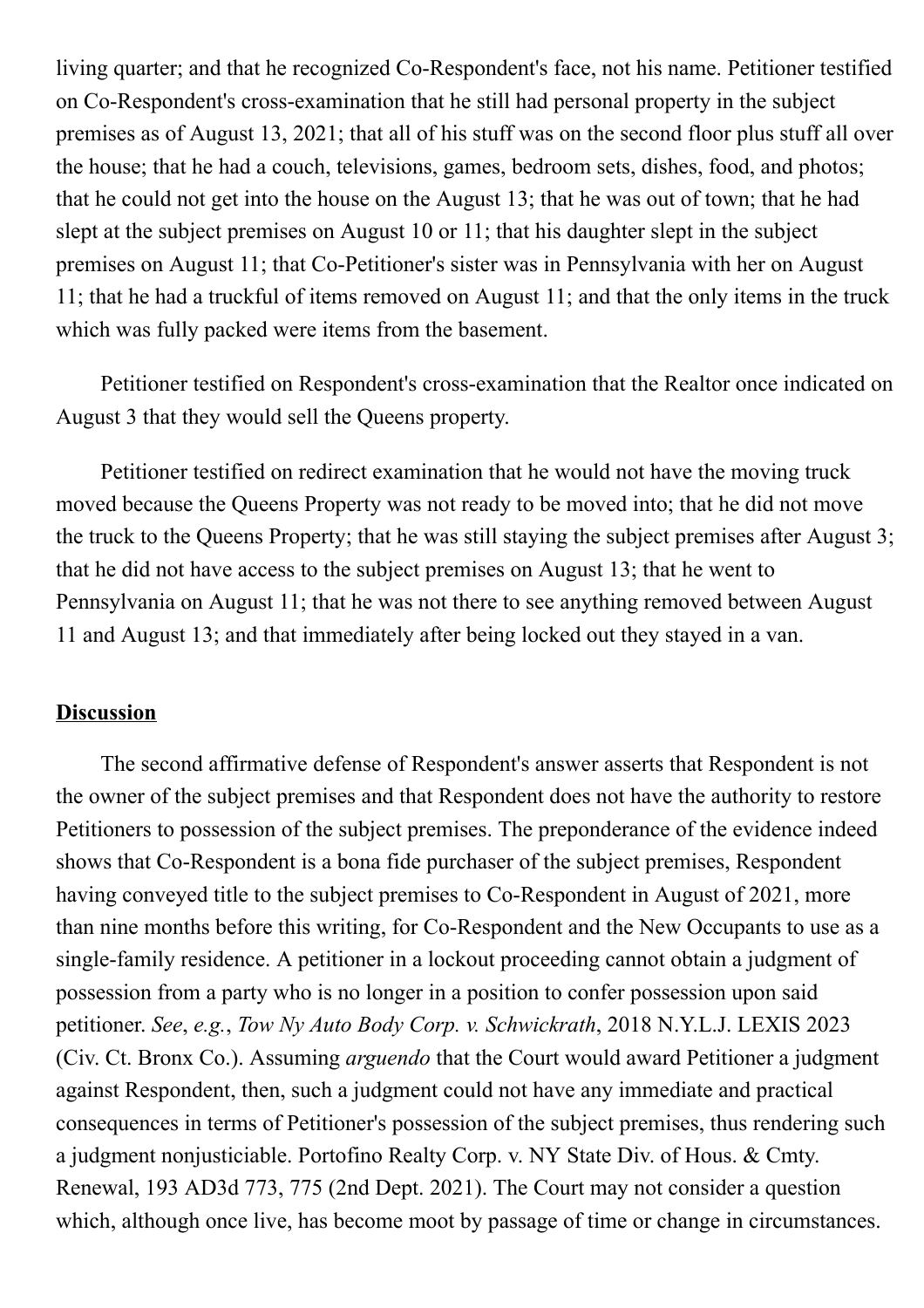living quarter; and that he recognized Co-Respondent's face, not his name. Petitioner testified on Co-Respondent's cross-examination that he still had personal property in the subject premises as of August 13, 2021; that all of his stuff was on the second floor plus stuff all over the house; that he had a couch, televisions, games, bedroom sets, dishes, food, and photos; that he could not get into the house on the August 13; that he was out of town; that he had slept at the subject premises on August 10 or 11; that his daughter slept in the subject premises on August 11; that Co-Petitioner's sister was in Pennsylvania with her on August 11; that he had a truckful of items removed on August 11; and that the only items in the truck which was fully packed were items from the basement.

Petitioner testified on Respondent's cross-examination that the Realtor once indicated on August 3 that they would sell the Queens property.

Petitioner testified on redirect examination that he would not have the moving truck moved because the Queens Property was not ready to be moved into; that he did not move the truck to the Queens Property; that he was still staying the subject premises after August 3; that he did not have access to the subject premises on August 13; that he went to Pennsylvania on August 11; that he was not there to see anything removed between August 11 and August 13; and that immediately after being locked out they stayed in a van.

## Discussion

The second affirmative defense of Respondent's answer asserts that Respondent is not the owner of the subject premises and that Respondent does not have the authority to restore Petitioners to possession of the subject premises. The preponderance of the evidence indeed shows that Co-Respondent is a bona fide purchaser of the subject premises, Respondent having conveyed title to the subject premises to Co-Respondent in August of 2021, more than nine months before this writing, for Co-Respondent and the New Occupants to use as a single-family residence. A petitioner in a lockout proceeding cannot obtain a judgment of possession from a party who is no longer in a position to confer possession upon said petitioner. *See*, *e.g.*, *Tow Ny Auto Body Corp. v. Schwickrath*, 2018 N.Y.L.J. LEXIS 2023 (Civ. Ct. Bronx Co.). Assuming *arguendo* that the Court would award Petitioner a judgment against Respondent, then, such a judgment could not have any immediate and practical consequences in terms of Petitioner's possession of the subject premises, thus rendering such a judgment nonjusticiable. Portofino Realty Corp. v. NY State Div. of Hous. & Cmty. Renewal, 193 AD3d 773, 775 (2nd Dept. 2021). The Court may not consider a question which, although once live, has become moot by passage of time or change in circumstances.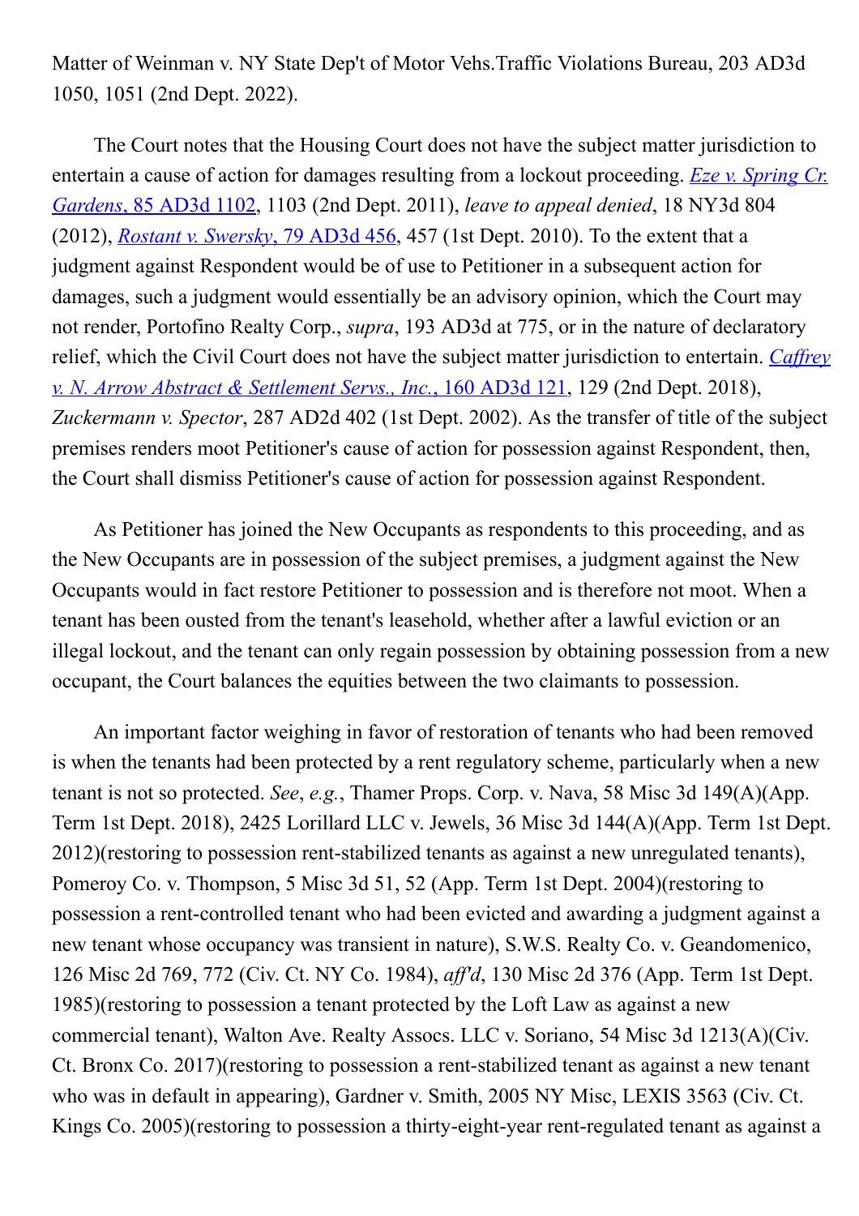Matter of Weinman v. NY State Dep't of Motor Vehs.Traffic Violations Bureau, 203 AD3d 1050, 1051 (2nd Dept. 2022).

The Court notes that the Housing Court does not have the subject matter jurisdiction to entertain a cause of action for damages resulting from a lockout proceeding. *Eze v. Spring Cr. Gardens*, 85 AD3d 1102, 1103 (2nd Dept. 2011), *leave to appeal denied*, 18 NY3d 804 (2012), *Rostant v. Swersky*, 79 AD3d 456, 457 (1st Dept. 2010). To the extent that a judgment against Respondent would be of use to Petitioner in a subsequent action for damages, such a judgment would essentially be an advisory opinion, which the Court may not render, Portofino Realty Corp., *supra*, 193 AD3d at 775, or in the nature of declaratory relief, which the Civil Court does not have the subject matter jurisdiction to entertain. *Caffrey v. N. Arrow Abstract & Settlement Servs., Inc.*, 160 AD3d 121, 129 (2nd Dept. 2018), *Zuckermann v. Spector*, 287 AD2d 402 (1st Dept. 2002). As the transfer of title of the subject premises renders moot Petitioner's cause of action for possession against Respondent, then, the Court shall dismiss Petitioner's cause of action for possession against Respondent.

As Petitioner has joined the New Occupants as respondents to this proceeding, and as the New Occupants are in possession of the subject premises, a judgment against the New Occupants would in fact restore Petitioner to possession and is therefore not moot. When a tenant has been ousted from the tenant's leasehold, whether after a lawful eviction or an illegal lockout, and the tenant can only regain possession by obtaining possession from a new occupant, the Court balances the equities between the two claimants to possession.

An important factor weighing in favor of restoration of tenants who had been removed is when the tenants had been protected by a rent regulatory scheme, particularly when a new tenant is not so protected. *See*, *e.g.*, Thamer Props. Corp. v. Nava, 58 Misc 3d 149(A)(App. Term 1st Dept. 2018), 2425 Lorillard LLC v. Jewels, 36 Misc 3d 144(A)(App. Term 1st Dept. 2012)(restoring to possession rent-stabilized tenants as against a new unregulated tenants), Pomeroy Co. v. Thompson, 5 Misc 3d 51, 52 (App. Term 1st Dept. 2004)(restoring to possession a rent-controlled tenant who had been evicted and awarding a judgment against a new tenant whose occupancy was transient in nature), S.W.S. Realty Co. v. Geandomenico, 126 Misc 2d 769, 772 (Civ. Ct. NY Co. 1984), *aff'd*, 130 Misc 2d 376 (App. Term 1st Dept. 1985)(restoring to possession a tenant protected by the Loft Law as against a new commercial tenant), Walton Ave. Realty Assocs. LLC v. Soriano, 54 Misc 3d 1213(A)(Civ. Ct. Bronx Co. 2017)(restoring to possession a rent-stabilized tenant as against a new tenant who was in default in appearing), Gardner v. Smith, 2005 NY Misc, LEXIS 3563 (Civ. Ct. Kings Co. 2005)(restoring to possession a thirty-eight-year rent-regulated tenant as against a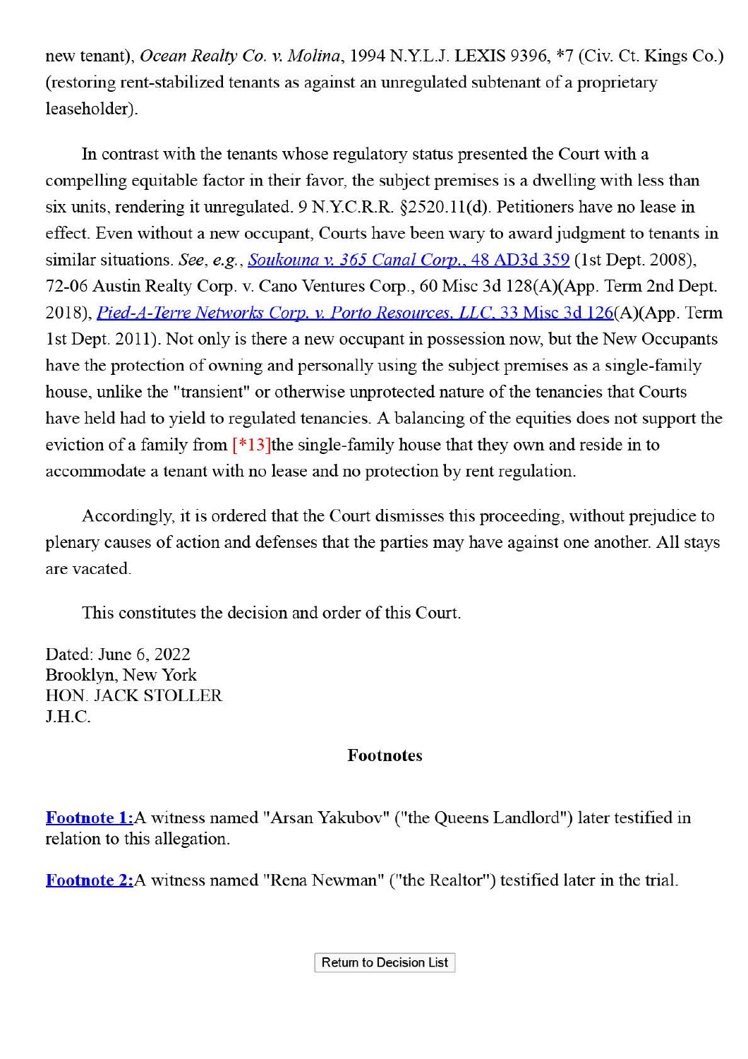new tenant), *Ocean Realty Co. v. Molina*, 1994 N.Y.L.J. LEXIS 9396, *7 (Civ. Ct. Kings Co.) (restoring rent-stabilized tenants as against an unregulated subtenant of a proprietary leaseholder).

In contrast with the tenants whose regulatory status presented the Court with a compelling equitable factor in their favor, the subject premises is a dwelling with less than six units, rendering it unregulated. 9 N.Y.C.R.R. §2520.11(d). Petitioners have no lease in effect. Even without a new occupant, Courts have been wary to award judgment to tenants in similar situations. *See, e.g.*, [Soukouna v. 365 Canal Corp., 48 AD3d 359](#) (1st Dept. 2008), 72-06 Austin Realty Corp. v. Cano Ventures Corp., 60 Misc 3d 128(A)(App. Term 2nd Dept. 2018), [*Pied-A-Terre Networks Corp. v. Porto Resources, LLC*, 33 Misc 3d 126](#)(A)(App. Term 1st Dept. 2011). Not only is there a new occupant in possession now, but the New Occupants have the protection of owning and personally using the subject premises as a single-family house, unlike the "transient" or otherwise unprotected nature of the tenancies that Courts have held had to yield to regulated tenancies. A balancing of the equities does not support the eviction of a family from [*13]the single-family house that they own and reside in to accommodate a tenant with no lease and no protection by rent regulation.

Accordingly, it is ordered that the Court dismisses this proceeding, without prejudice to plenary causes of action and defenses that the parties may have against one another. All stays are vacated.

This constitutes the decision and order of this Court.

Dated: June 6, 2022
Brooklyn, New York
HON. JACK STOLLER
J.H.C.

**Footnotes**

**Footnote 1:**A witness named "Arsan Yakubov" ("the Queens Landlord") later testified in relation to this allegation.

**Footnote 2:**A witness named "Rena Newman" ("the Realtor") testified later in the trial.

Return to Decision List